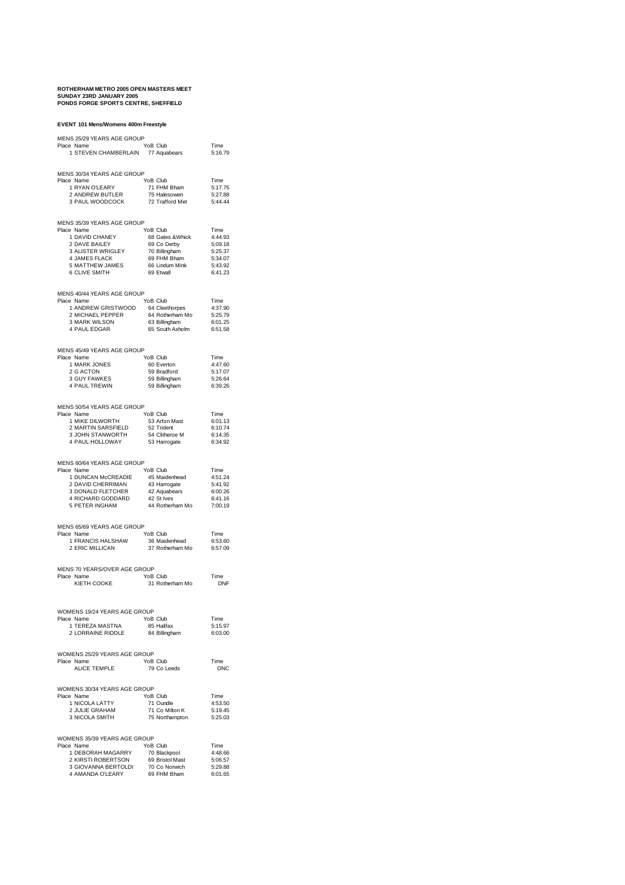**ROTHERHAM METRO 2005 OPEN MASTERS MEET**
**SUNDAY 23RD JANUARY 2005**
**PONDS FORGE SPORTS CENTRE, SHEFFIELD**

**EVENT 101 Mens/Womens 400m Freestyle**

MENS 25/29 YEARS AGE GROUP

| Place | Name | YoB | Club | Time |
|---|---|---|---|---|
| 1 | STEVEN CHAMBERLAIN | 77 | Aquabears | 5:16.79 |

MENS 30/34 YEARS AGE GROUP

| Place | Name | YoB | Club | Time |
|---|---|---|---|---|
| 1 | RYAN O'LEARY | 71 | FHM Bham | 5:17.75 |
| 2 | ANDREW BUTLER | 75 | Halesowen | 5:27.88 |
| 3 | PAUL WOODCOCK | 72 | Trafford Met | 5:44.44 |

MENS 35/39 YEARS AGE GROUP

| Place | Name | YoB | Club | Time |
|---|---|---|---|---|
| 1 | DAVID CHANEY | 68 | Gates &Whick | 4:44.93 |
| 2 | DAVE BAILEY | 69 | Co Derby | 5:09.18 |
| 3 | ALISTER WRIGLEY | 70 | Billingham | 5:25.37 |
| 4 | JAMES FLACK | 69 | FHM Bham | 5:34.07 |
| 5 | MATTHEW JAMES | 66 | Lindum Mink | 5:43.92 |
| 6 | CLIVE SMITH | 69 | Etwall | 6:41.23 |

MENS 40/44 YEARS AGE GROUP

| Place | Name | YoB | Club | Time |
|---|---|---|---|---|
| 1 | ANDREW GRISTWOOD | 64 | Cleethorpes | 4:37.90 |
| 2 | MICHAEL PEPPER | 64 | Rotherham Mo | 5:25.79 |
| 3 | MARK WILSON | 63 | Billingham | 6:01.25 |
| 4 | PAUL EDGAR | 65 | South Axholm | 6:51.58 |

MENS 45/49 YEARS AGE GROUP

| Place | Name | YoB | Club | Time |
|---|---|---|---|---|
| 1 | MARK JONES | 60 | Everton | 4:47.60 |
| 2 | G ACTON | 59 | Bradford | 5:17.07 |
| 3 | GUY FAWKES | 59 | Billingham | 5:26.64 |
| 4 | PAUL TREWIN | 59 | Billingham | 6:39.26 |

MENS 50/54 YEARS AGE GROUP

| Place | Name | YoB | Club | Time |
|---|---|---|---|---|
| 1 | MIKE DILWORTH | 53 | Arfon Mast | 6:01.13 |
| 2 | MARTIN SARSFIELD | 52 | Trident | 6:10.74 |
| 3 | JOHN STANWORTH | 54 | Clitheroe M | 6:14.35 |
| 4 | PAUL HOLLOWAY | 53 | Harrogate | 6:34.92 |

MENS 60/64 YEARS AGE GROUP

| Place | Name | YoB | Club | Time |
|---|---|---|---|---|
| 1 | DUNCAN McCREADIE | 45 | Maidenhead | 4:51.24 |
| 2 | DAVID CHERRIMAN | 43 | Harrogate | 5:41.92 |
| 3 | DONALD FLETCHER | 42 | Aquabears | 6:00.26 |
| 4 | RICHARD GODDARD | 42 | St Ives | 6:41.16 |
| 5 | PETER INGHAM | 44 | Rotherham Mo | 7:00.19 |

MENS 65/69 YEARS AGE GROUP

| Place | Name | YoB | Club | Time |
|---|---|---|---|---|
| 1 | FRANCIS HALSHAW | 36 | Maidenhead | 6:53.60 |
| 2 | ERIC MILLICAN | 37 | Rotherham Mo | 6:57.09 |

MENS 70 YEARS/OVER AGE GROUP

| Place | Name | YoB | Club | Time |
|---|---|---|---|---|
| | KIETH COOKE | 31 | Rotherham Mo | DNF |

WOMENS 19/24 YEARS AGE GROUP

| Place | Name | YoB | Club | Time |
|---|---|---|---|---|
| 1 | TEREZA MASTNA | 85 | Halifax | 5:15.97 |
| 2 | LORRAINE RIDDLE | 84 | Billingham | 6:03.00 |

WOMENS 25/29 YEARS AGE GROUP

| Place | Name | YoB | Club | Time |
|---|---|---|---|---|
| | ALICE TEMPLE | 79 | Co Leeds | DNC |

WOMENS 30/34 YEARS AGE GROUP

| Place | Name | YoB | Club | Time |
|---|---|---|---|---|
| 1 | NICOLA LATTY | 71 | Oundle | 4:53.50 |
| 2 | JULIE GRAHAM | 71 | Co Milton K | 5:19.45 |
| 3 | NICOLA SMITH | 75 | Northampton | 5:25.03 |

WOMENS 35/39 YEARS AGE GROUP

| Place | Name | YoB | Club | Time |
|---|---|---|---|---|
| 1 | DEBORAH MAGARRY | 70 | Blackpool | 4:48.66 |
| 2 | KIRSTI ROBERTSON | 69 | Bristol Mast | 5:06.57 |
| 3 | GIOVANNA BERTOLDI | 70 | Co Norwich | 5:29.88 |
| 4 | AMANDA O'LEARY | 69 | FHM Bham | 6:01.65 |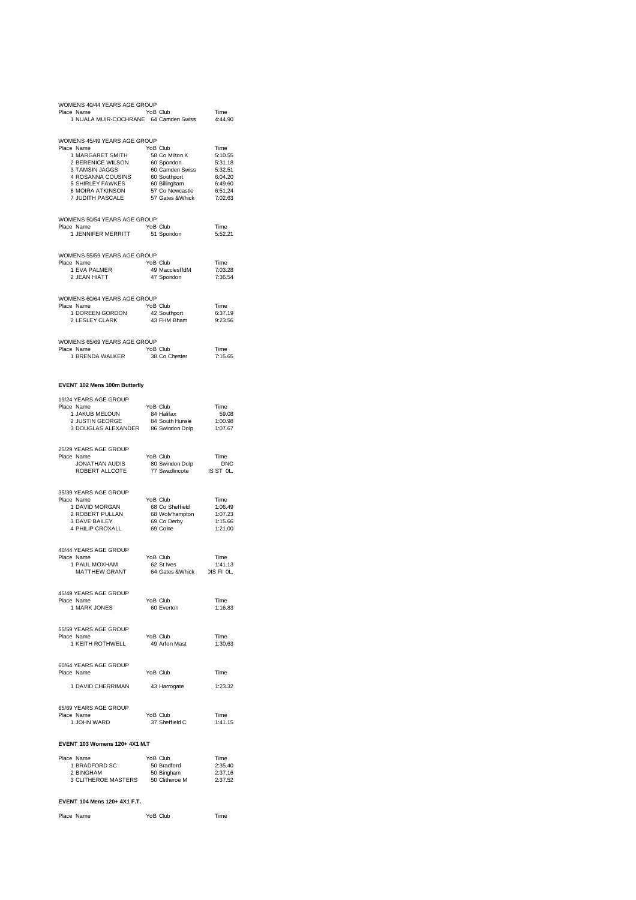WOMENS 40/44 YEARS AGE GROUP

| Place | Name | YoB | Club | Time |
|---|---|---|---|---|
| 1 | NUALA MUIR-COCHRANE | 64 | Camden Swiss | 4:44.90 |

WOMENS 45/49 YEARS AGE GROUP

| Place | Name | YoB | Club | Time |
|---|---|---|---|---|
| 1 | MARGARET SMITH | 58 | Co Milton K | 5:10.55 |
| 2 | BERENICE WILSON | 60 | Spondon | 5:31.18 |
| 3 | TAMSIN JAGGS | 60 | Camden Swiss | 5:32.51 |
| 4 | ROSANNA COUSINS | 60 | Southport | 6:04.20 |
| 5 | SHIRLEY FAWKES | 60 | Billingham | 6:49.60 |
| 6 | MOIRA ATKINSON | 57 | Co Newcastle | 6:51.24 |
| 7 | JUDITH PASCALE | 57 | Gates &Whick | 7:02.63 |

WOMENS 50/54 YEARS AGE GROUP

| Place | Name | YoB | Club | Time |
|---|---|---|---|---|
| 1 | JENNIFER MERRITT | 51 | Spondon | 5:52.21 |

WOMENS 55/59 YEARS AGE GROUP

| Place | Name | YoB | Club | Time |
|---|---|---|---|---|
| 1 | EVA PALMER | 49 | Macclesf'ldM | 7:03.28 |
| 2 | JEAN HIATT | 47 | Spondon | 7:36.54 |

WOMENS 60/64 YEARS AGE GROUP

| Place | Name | YoB | Club | Time |
|---|---|---|---|---|
| 1 | DOREEN GORDON | 42 | Southport | 6:37.19 |
| 2 | LESLEY CLARK | 43 | FHM Bham | 9:23.56 |

WOMENS 65/69 YEARS AGE GROUP

| Place | Name | YoB | Club | Time |
|---|---|---|---|---|
| 1 | BRENDA WALKER | 38 | Co Chester | 7:15.65 |

**EVENT 102 Mens 100m Butterfly**

19/24 YEARS AGE GROUP

| Place | Name | YoB | Club | Time |
|---|---|---|---|---|
| 1 | JAKUB MELOUN | 84 | Halifax | 59.08 |
| 2 | JUSTIN GEORGE | 84 | South Hunsle | 1:00.98 |
| 3 | DOUGLAS ALEXANDER | 86 | Swindon Dolp | 1:07.67 |

25/29 YEARS AGE GROUP

| Place | Name | YoB | Club | Time |
|---|---|---|---|---|
| | JONATHAN AUDIS | 80 | Swindon Dolp | DNC |
| | ROBERT ALLCOTE | 77 | Swadlincote | IS ST 0L. |

35/39 YEARS AGE GROUP

| Place | Name | YoB | Club | Time |
|---|---|---|---|---|
| 1 | DAVID MORGAN | 68 | Co Sheffield | 1:06.49 |
| 2 | ROBERT PULLAN | 68 | Wolv'hampton | 1:07.23 |
| 3 | DAVE BAILEY | 69 | Co Derby | 1:15.66 |
| 4 | PHILIP CROXALL | 69 | Colne | 1:21.00 |

40/44 YEARS AGE GROUP

| Place | Name | YoB | Club | Time |
|---|---|---|---|---|
| 1 | PAUL MOXHAM | 62 | St Ives | 1:41.13 |
| | MATTHEW GRANT | 64 | Gates &Whick | DIS FI 0L. |

45/49 YEARS AGE GROUP

| Place | Name | YoB | Club | Time |
|---|---|---|---|---|
| 1 | MARK JONES | 60 | Everton | 1:16.83 |

55/59 YEARS AGE GROUP

| Place | Name | YoB | Club | Time |
|---|---|---|---|---|
| 1 | KEITH ROTHWELL | 49 | Arfon Mast | 1:30.63 |

60/64 YEARS AGE GROUP

| Place | Name | YoB | Club | Time |
|---|---|---|---|---|
| 1 | DAVID CHERRIMAN | 43 | Harrogate | 1:23.32 |

65/69 YEARS AGE GROUP

| Place | Name | YoB | Club | Time |
|---|---|---|---|---|
| 1 | JOHN WARD | 37 | Sheffield C | 1:41.15 |

**EVENT 103 Womens 120+ 4X1 M.T**

| Place | Name | YoB | Club | Time |
|---|---|---|---|---|
| 1 | BRADFORD SC | 50 | Bradford | 2:35.40 |
| 2 | BINGHAM | 50 | Bingham | 2:37.16 |
| 3 | CLITHEROE MASTERS | 50 | Clitheroe M | 2:37.52 |

**EVENT 104 Mens 120+ 4X1 F.T.**

| Place | Name | YoB | Club | Time |
|---|---|---|---|---|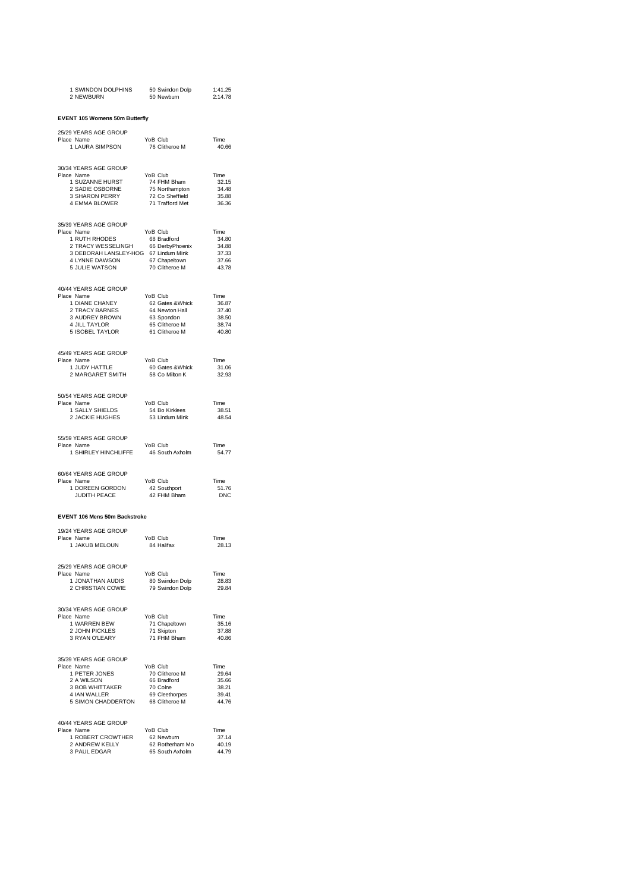| | | | |
|---|---|---|---|
| 1 | SWINDON DOLPHINS | 50 Swindon Dolp | 1:41.25 |
| 2 | NEWBURN | 50 Newburn | 2:14.78 |

**EVENT 105 Womens 50m Butterfly**

25/29 YEARS AGE GROUP

| Place | Name | YoB | Club | Time |
|---|---|---|---|---|
| 1 | LAURA SIMPSON | 76 | Clitheroe M | 40.66 |

30/34 YEARS AGE GROUP

| Place | Name | YoB | Club | Time |
|---|---|---|---|---|
| 1 | SUZANNE HURST | 74 | FHM Bham | 32.15 |
| 2 | SADIE OSBORNE | 75 | Northampton | 34.48 |
| 3 | SHARON PERRY | 72 | Co Sheffield | 35.88 |
| 4 | EMMA BLOWER | 71 | Trafford Met | 36.36 |

35/39 YEARS AGE GROUP

| Place | Name | YoB | Club | Time |
|---|---|---|---|---|
| 1 | RUTH RHODES | 68 | Bradford | 34.80 |
| 2 | TRACY WESSELINGH | 66 | DerbyPhoenix | 34.88 |
| 3 | DEBORAH LANSLEY-HOG | 67 | Lindum Mink | 37.33 |
| 4 | LYNNE DAWSON | 67 | Chapeltown | 37.66 |
| 5 | JULIE WATSON | 70 | Clitheroe M | 43.78 |

40/44 YEARS AGE GROUP

| Place | Name | YoB | Club | Time |
|---|---|---|---|---|
| 1 | DIANE CHANEY | 62 | Gates &Whick | 36.87 |
| 2 | TRACY BARNES | 64 | Newton Hall | 37.40 |
| 3 | AUDREY BROWN | 63 | Spondon | 38.50 |
| 4 | JILL TAYLOR | 65 | Clitheroe M | 38.74 |
| 5 | ISOBEL TAYLOR | 61 | Clitheroe M | 40.80 |

45/49 YEARS AGE GROUP

| Place | Name | YoB | Club | Time |
|---|---|---|---|---|
| 1 | JUDY HATTLE | 60 | Gates &Whick | 31.06 |
| 2 | MARGARET SMITH | 58 | Co Milton K | 32.93 |

50/54 YEARS AGE GROUP

| Place | Name | YoB | Club | Time |
|---|---|---|---|---|
| 1 | SALLY SHIELDS | 54 | Bo Kirklees | 38.51 |
| 2 | JACKIE HUGHES | 53 | Lindum Mink | 48.54 |

55/59 YEARS AGE GROUP

| Place | Name | YoB | Club | Time |
|---|---|---|---|---|
| 1 | SHIRLEY HINCHLIFFE | 46 | South Axholm | 54.77 |

60/64 YEARS AGE GROUP

| Place | Name | YoB | Club | Time |
|---|---|---|---|---|
| 1 | DOREEN GORDON | 42 | Southport | 51.76 |
| | JUDITH PEACE | 42 | FHM Bham | DNC |

**EVENT 106 Mens 50m Backstroke**

19/24 YEARS AGE GROUP

| Place | Name | YoB | Club | Time |
|---|---|---|---|---|
| 1 | JAKUB MELOUN | 84 | Halifax | 28.13 |

25/29 YEARS AGE GROUP

| Place | Name | YoB | Club | Time |
|---|---|---|---|---|
| 1 | JONATHAN AUDIS | 80 | Swindon Dolp | 28.83 |
| 2 | CHRISTIAN COWIE | 79 | Swindon Dolp | 29.84 |

30/34 YEARS AGE GROUP

| Place | Name | YoB | Club | Time |
|---|---|---|---|---|
| 1 | WARREN BEW | 71 | Chapeltown | 35.16 |
| 2 | JOHN PICKLES | 71 | Skipton | 37.88 |
| 3 | RYAN O'LEARY | 71 | FHM Bham | 40.86 |

35/39 YEARS AGE GROUP

| Place | Name | YoB | Club | Time |
|---|---|---|---|---|
| 1 | PETER JONES | 70 | Clitheroe M | 29.64 |
| 2 | A WILSON | 66 | Bradford | 35.66 |
| 3 | BOB WHITTAKER | 70 | Colne | 38.21 |
| 4 | IAN WALLER | 69 | Cleethorpes | 39.41 |
| 5 | SIMON CHADDERTON | 68 | Clitheroe M | 44.76 |

40/44 YEARS AGE GROUP

| Place | Name | YoB | Club | Time |
|---|---|---|---|---|
| 1 | ROBERT CROWTHER | 62 | Newburn | 37.14 |
| 2 | ANDREW KELLY | 62 | Rotherham Mo | 40.19 |
| 3 | PAUL EDGAR | 65 | South Axholm | 44.79 |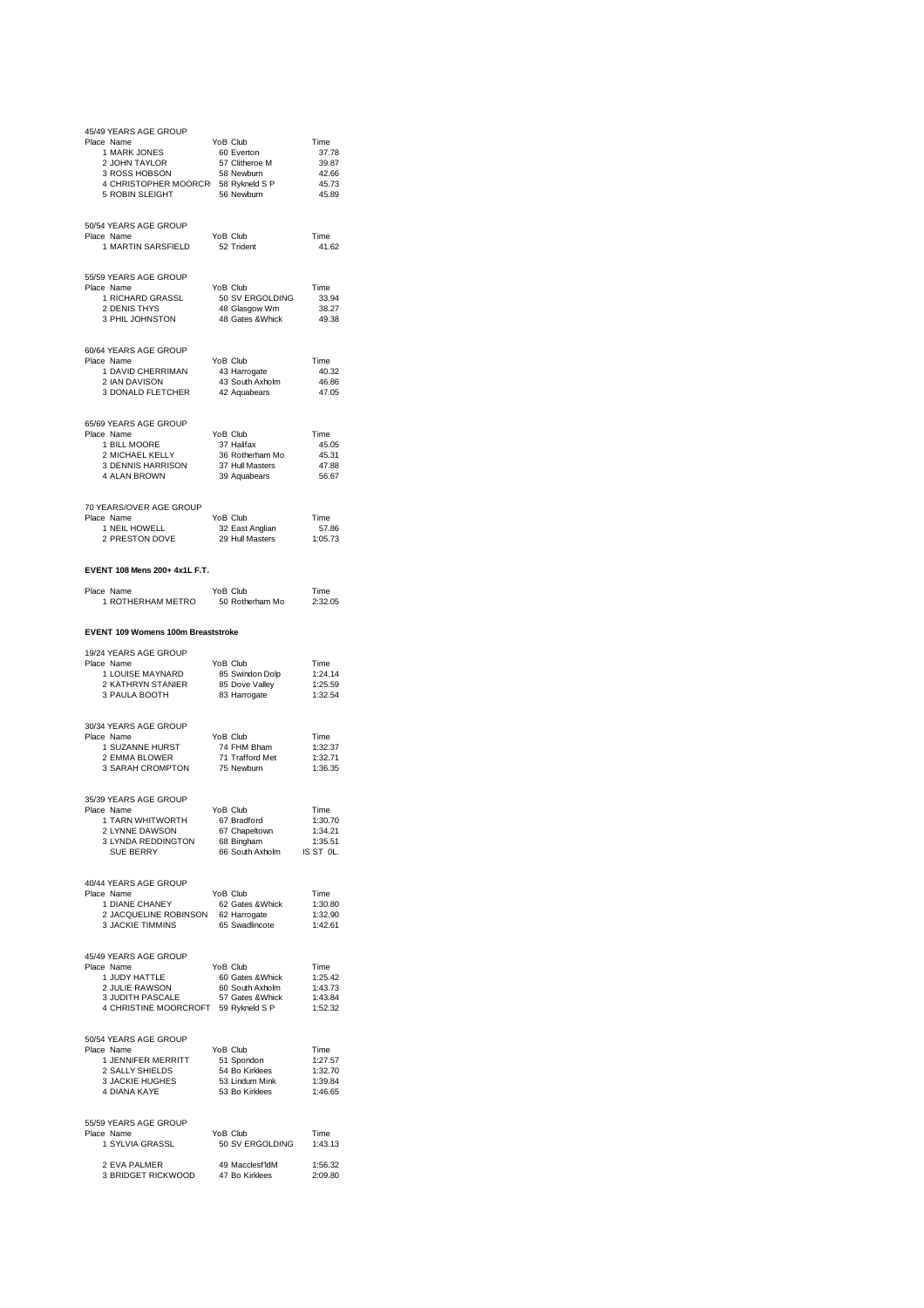45/49 YEARS AGE GROUP

| Place | Name | YoB | Club | Time |
|---|---|---|---|---|
| 1 | MARK JONES | 60 | Everton | 37.78 |
| 2 | JOHN TAYLOR | 57 | Clitheroe M | 39.87 |
| 3 | ROSS HOBSON | 58 | Newburn | 42.66 |
| 4 | CHRISTOPHER MOORCR | 58 | Rykneld S P | 45.73 |
| 5 | ROBIN SLEIGHT | 56 | Newburn | 45.89 |

50/54 YEARS AGE GROUP

| Place | Name | YoB | Club | Time |
|---|---|---|---|---|
| 1 | MARTIN SARSFIELD | 52 | Trident | 41.62 |

55/59 YEARS AGE GROUP

| Place | Name | YoB | Club | Time |
|---|---|---|---|---|
| 1 | RICHARD GRASSL | 50 | SV ERGOLDING | 33.94 |
| 2 | DENIS THYS | 48 | Glasgow Wm | 38.27 |
| 3 | PHIL JOHNSTON | 48 | Gates &Whick | 49.38 |

60/64 YEARS AGE GROUP

| Place | Name | YoB | Club | Time |
|---|---|---|---|---|
| 1 | DAVID CHERRIMAN | 43 | Harrogate | 40.32 |
| 2 | IAN DAVISON | 43 | South Axholm | 46.86 |
| 3 | DONALD FLETCHER | 42 | Aquabears | 47.05 |

65/69 YEARS AGE GROUP

| Place | Name | YoB | Club | Time |
|---|---|---|---|---|
| 1 | BILL MOORE | 37 | Halifax | 45.05 |
| 2 | MICHAEL KELLY | 36 | Rotherham Mo | 45.31 |
| 3 | DENNIS HARRISON | 37 | Hull Masters | 47.88 |
| 4 | ALAN BROWN | 39 | Aquabears | 56.67 |

70 YEARS/OVER AGE GROUP

| Place | Name | YoB | Club | Time |
|---|---|---|---|---|
| 1 | NEIL HOWELL | 32 | East Anglian | 57.86 |
| 2 | PRESTON DOVE | 29 | Hull Masters | 1:05.73 |

**EVENT 108 Mens 200+ 4x1L F.T.**

| Place | Name | YoB | Club | Time |
|---|---|---|---|---|
| 1 | ROTHERHAM METRO | 50 | Rotherham Mo | 2:32.05 |

**EVENT 109 Womens 100m Breaststroke**

19/24 YEARS AGE GROUP

| Place | Name | YoB | Club | Time |
|---|---|---|---|---|
| 1 | LOUISE MAYNARD | 85 | Swindon Dolp | 1:24.14 |
| 2 | KATHRYN STANIER | 85 | Dove Valley | 1:25.59 |
| 3 | PAULA BOOTH | 83 | Harrogate | 1:32.54 |

30/34 YEARS AGE GROUP

| Place | Name | YoB | Club | Time |
|---|---|---|---|---|
| 1 | SUZANNE HURST | 74 | FHM Bham | 1:32.37 |
| 2 | EMMA BLOWER | 71 | Trafford Met | 1:32.71 |
| 3 | SARAH CROMPTON | 75 | Newburn | 1:36.35 |

35/39 YEARS AGE GROUP

| Place | Name | YoB | Club | Time |
|---|---|---|---|---|
| 1 | TARN WHITWORTH | 67 | Bradford | 1:30.70 |
| 2 | LYNNE DAWSON | 67 | Chapeltown | 1:34.21 |
| 3 | LYNDA REDDINGTON | 68 | Bingham | 1:35.51 |
| | SUE BERRY | 66 | South Axholm | IS ST 0L. |

40/44 YEARS AGE GROUP

| Place | Name | YoB | Club | Time |
|---|---|---|---|---|
| 1 | DIANE CHANEY | 62 | Gates &Whick | 1:30.80 |
| 2 | JACQUELINE ROBINSON | 62 | Harrogate | 1:32.90 |
| 3 | JACKIE TIMMINS | 65 | Swadlincote | 1:42.61 |

45/49 YEARS AGE GROUP

| Place | Name | YoB | Club | Time |
|---|---|---|---|---|
| 1 | JUDY HATTLE | 60 | Gates &Whick | 1:25.42 |
| 2 | JULIE RAWSON | 60 | South Axholm | 1:43.73 |
| 3 | JUDITH PASCALE | 57 | Gates &Whick | 1:43.84 |
| 4 | CHRISTINE MOORCROFT | 59 | Rykneld S P | 1:52.32 |

50/54 YEARS AGE GROUP

| Place | Name | YoB | Club | Time |
|---|---|---|---|---|
| 1 | JENNIFER MERRITT | 51 | Spondon | 1:27.57 |
| 2 | SALLY SHIELDS | 54 | Bo Kirklees | 1:32.70 |
| 3 | JACKIE HUGHES | 53 | Lindum Mink | 1:39.84 |
| 4 | DIANA KAYE | 53 | Bo Kirklees | 1:46.65 |

55/59 YEARS AGE GROUP

| Place | Name | YoB | Club | Time |
|---|---|---|---|---|
| 1 | SYLVIA GRASSL | 50 | SV ERGOLDING | 1:43.13 |
| 2 | EVA PALMER | 49 | Macclesf'ldM | 1:56.32 |
| 3 | BRIDGET RICKWOOD | 47 | Bo Kirklees | 2:09.80 |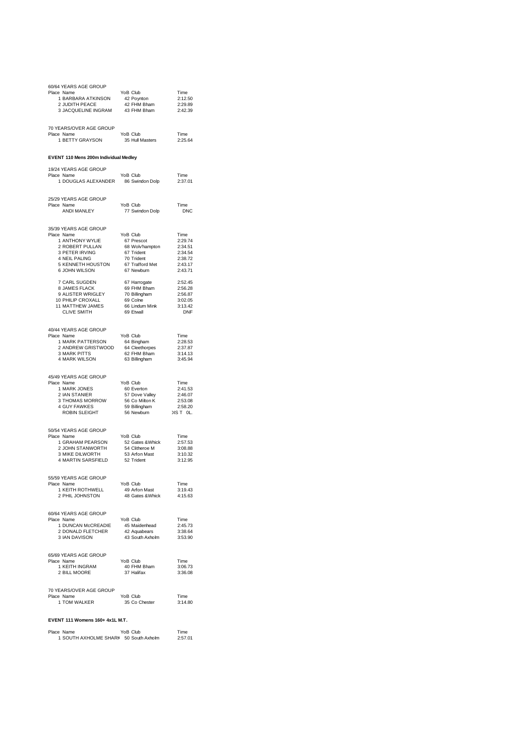60/64 YEARS AGE GROUP

| Place | Name | YoB | Club | Time |
|---|---|---|---|---|
| 1 | BARBARA ATKINSON | 42 | Poynton | 2:12.50 |
| 2 | JUDITH PEACE | 42 | FHM Bham | 2:29.89 |
| 3 | JACQUELINE INGRAM | 43 | FHM Bham | 2:42.39 |

70 YEARS/OVER AGE GROUP

| Place | Name | YoB | Club | Time |
|---|---|---|---|---|
| 1 | BETTY GRAYSON | 35 | Hull Masters | 2:25.64 |

**EVENT 110 Mens 200m Individual Medley**

19/24 YEARS AGE GROUP

| Place | Name | YoB | Club | Time |
|---|---|---|---|---|
| 1 | DOUGLAS ALEXANDER | 86 | Swindon Dolp | 2:37.01 |

25/29 YEARS AGE GROUP

| Place | Name | YoB | Club | Time |
|---|---|---|---|---|
| | ANDI MANLEY | 77 | Swindon Dolp | DNC |

35/39 YEARS AGE GROUP

| Place | Name | YoB | Club | Time |
|---|---|---|---|---|
| 1 | ANTHONY WYLIE | 67 | Prescot | 2:29.74 |
| 2 | ROBERT PULLAN | 68 | Wolv'hampton | 2:34.51 |
| 3 | PETER IRVING | 67 | Trident | 2:34.54 |
| 4 | NEIL PALING | 70 | Trident | 2:38.72 |
| 5 | KENNETH HOUSTON | 67 | Trafford Met | 2:43.17 |
| 6 | JOHN WILSON | 67 | Newburn | 2:43.71 |
| 7 | CARL SUGDEN | 67 | Harrogate | 2:52.45 |
| 8 | JAMES FLACK | 69 | FHM Bham | 2:56.28 |
| 9 | ALISTER WRIGLEY | 70 | Billingham | 2:56.87 |
| 10 | PHILIP CROXALL | 69 | Colne | 3:02.05 |
| 11 | MATTHEW JAMES | 66 | Lindum Mink | 3:13.42 |
| | CLIVE SMITH | 69 | Etwall | DNF |

40/44 YEARS AGE GROUP

| Place | Name | YoB | Club | Time |
|---|---|---|---|---|
| 1 | MARK PATTERSON | 64 | Bingham | 2:28.53 |
| 2 | ANDREW GRISTWOOD | 64 | Cleethorpes | 2:37.87 |
| 3 | MARK PITTS | 62 | FHM Bham | 3:14.13 |
| 4 | MARK WILSON | 63 | Billingham | 3:45.94 |

45/49 YEARS AGE GROUP

| Place | Name | YoB | Club | Time |
|---|---|---|---|---|
| 1 | MARK JONES | 60 | Everton | 2:41.53 |
| 2 | IAN STANIER | 57 | Dove Valley | 2:46.07 |
| 3 | THOMAS MORROW | 56 | Co Milton K | 2:53.08 |
| 4 | GUY FAWKES | 59 | Billingham | 2:58.20 |
| | ROBIN SLEIGHT | 56 | Newburn | DIS T 0L. |

50/54 YEARS AGE GROUP

| Place | Name | YoB | Club | Time |
|---|---|---|---|---|
| 1 | GRAHAM PEARSON | 52 | Gates &Whick | 2:57.53 |
| 2 | JOHN STANWORTH | 54 | Clitheroe M | 3:08.88 |
| 3 | MIKE DILWORTH | 53 | Arfon Mast | 3:10.32 |
| 4 | MARTIN SARSFIELD | 52 | Trident | 3:12.95 |

55/59 YEARS AGE GROUP

| Place | Name | YoB | Club | Time |
|---|---|---|---|---|
| 1 | KEITH ROTHWELL | 49 | Arfon Mast | 3:19.43 |
| 2 | PHIL JOHNSTON | 48 | Gates &Whick | 4:15.63 |

60/64 YEARS AGE GROUP

| Place | Name | YoB | Club | Time |
|---|---|---|---|---|
| 1 | DUNCAN McCREADIE | 45 | Maidenhead | 2:45.73 |
| 2 | DONALD FLETCHER | 42 | Aquabears | 3:38.64 |
| 3 | IAN DAVISON | 43 | South Axholm | 3:53.90 |

65/69 YEARS AGE GROUP

| Place | Name | YoB | Club | Time |
|---|---|---|---|---|
| 1 | KEITH INGRAM | 40 | FHM Bham | 3:06.73 |
| 2 | BILL MOORE | 37 | Halifax | 3:36.08 |

70 YEARS/OVER AGE GROUP

| Place | Name | YoB | Club | Time |
|---|---|---|---|---|
| 1 | TOM WALKER | 35 | Co Chester | 3:14.80 |

**EVENT 111 Womens 160+ 4x1L M.T.**

| Place | Name | YoB | Club | Time |
|---|---|---|---|---|
| 1 | SOUTH AXHOLME SHARK | 50 | South Axholm | 2:57.01 |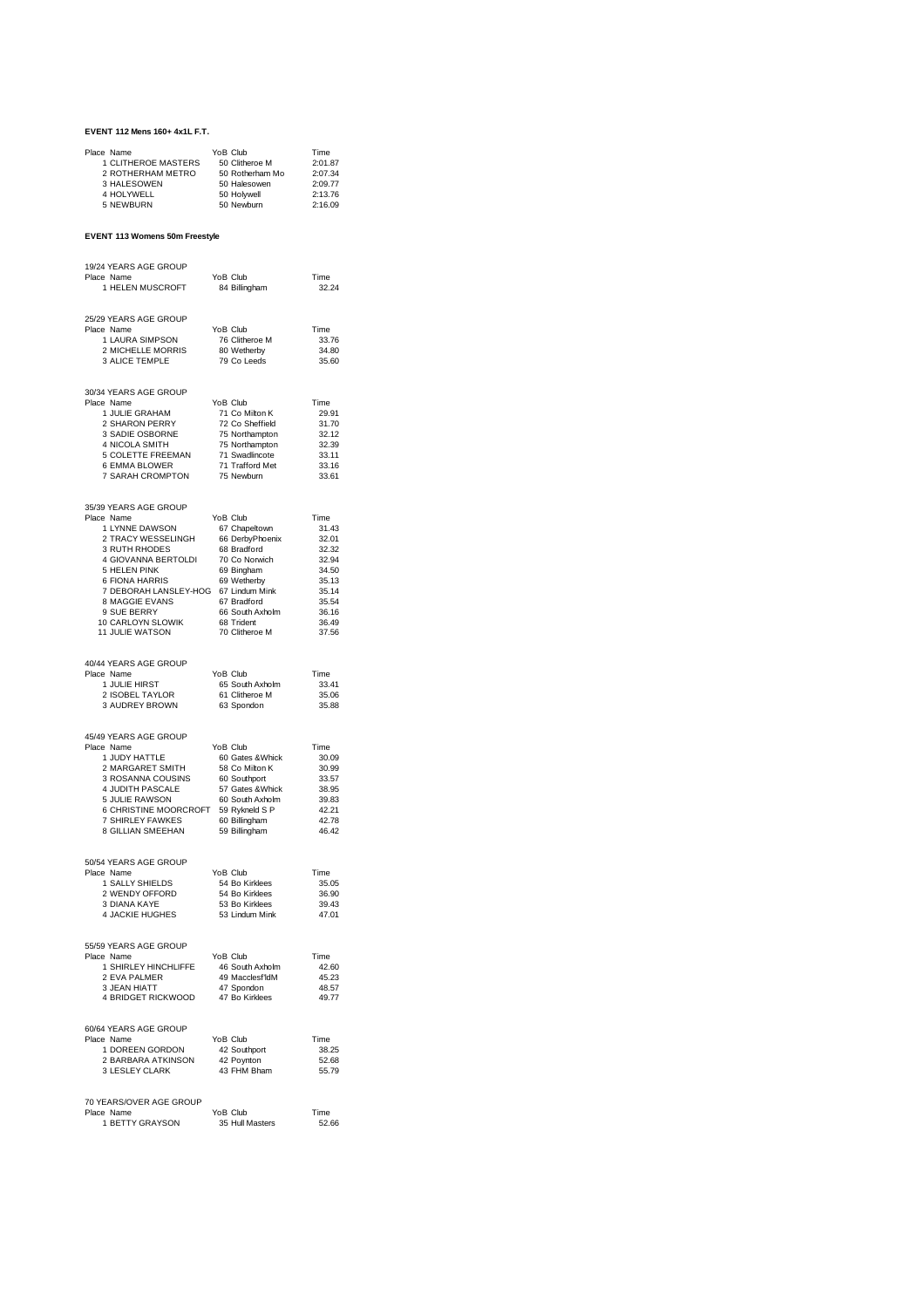**EVENT 112 Mens 160+ 4x1L F.T.**

| Place | Name | YoB | Club | Time |
|---|---|---|---|---|
| 1 | CLITHEROE MASTERS | 50 | Clitheroe M | 2:01.87 |
| 2 | ROTHERHAM METRO | 50 | Rotherham Mo | 2:07.34 |
| 3 | HALESOWEN | 50 | Halesowen | 2:09.77 |
| 4 | HOLYWELL | 50 | Holywell | 2:13.76 |
| 5 | NEWBURN | 50 | Newburn | 2:16.09 |

**EVENT 113 Womens 50m Freestyle**

19/24 YEARS AGE GROUP

| Place | Name | YoB | Club | Time |
|---|---|---|---|---|
| 1 | HELEN MUSCROFT | 84 | Billingham | 32.24 |

25/29 YEARS AGE GROUP

| Place | Name | YoB | Club | Time |
|---|---|---|---|---|
| 1 | LAURA SIMPSON | 76 | Clitheroe M | 33.76 |
| 2 | MICHELLE MORRIS | 80 | Wetherby | 34.80 |
| 3 | ALICE TEMPLE | 79 | Co Leeds | 35.60 |

30/34 YEARS AGE GROUP

| Place | Name | YoB | Club | Time |
|---|---|---|---|---|
| 1 | JULIE GRAHAM | 71 | Co Milton K | 29.91 |
| 2 | SHARON PERRY | 72 | Co Sheffield | 31.70 |
| 3 | SADIE OSBORNE | 75 | Northampton | 32.12 |
| 4 | NICOLA SMITH | 75 | Northampton | 32.39 |
| 5 | COLETTE FREEMAN | 71 | Swadlincote | 33.11 |
| 6 | EMMA BLOWER | 71 | Trafford Met | 33.16 |
| 7 | SARAH CROMPTON | 75 | Newburn | 33.61 |

35/39 YEARS AGE GROUP

| Place | Name | YoB | Club | Time |
|---|---|---|---|---|
| 1 | LYNNE DAWSON | 67 | Chapeltown | 31.43 |
| 2 | TRACY WESSELINGH | 66 | DerbyPhoenix | 32.01 |
| 3 | RUTH RHODES | 68 | Bradford | 32.32 |
| 4 | GIOVANNA BERTOLDI | 70 | Co Norwich | 32.94 |
| 5 | HELEN PINK | 69 | Bingham | 34.50 |
| 6 | FIONA HARRIS | 69 | Wetherby | 35.13 |
| 7 | DEBORAH LANSLEY-HOG | 67 | Lindum Mink | 35.14 |
| 8 | MAGGIE EVANS | 67 | Bradford | 35.54 |
| 9 | SUE BERRY | 66 | South Axholm | 36.16 |
| 10 | CARLOYN SLOWIK | 68 | Trident | 36.49 |
| 11 | JULIE WATSON | 70 | Clitheroe M | 37.56 |

40/44 YEARS AGE GROUP

| Place | Name | YoB | Club | Time |
|---|---|---|---|---|
| 1 | JULIE HIRST | 65 | South Axholm | 33.41 |
| 2 | ISOBEL TAYLOR | 61 | Clitheroe M | 35.06 |
| 3 | AUDREY BROWN | 63 | Spondon | 35.88 |

45/49 YEARS AGE GROUP

| Place | Name | YoB | Club | Time |
|---|---|---|---|---|
| 1 | JUDY HATTLE | 60 | Gates &Whick | 30.09 |
| 2 | MARGARET SMITH | 58 | Co Milton K | 30.99 |
| 3 | ROSANNA COUSINS | 60 | Southport | 33.57 |
| 4 | JUDITH PASCALE | 57 | Gates &Whick | 38.95 |
| 5 | JULIE RAWSON | 60 | South Axholm | 39.83 |
| 6 | CHRISTINE MOORCROFT | 59 | Rykneld S P | 42.21 |
| 7 | SHIRLEY FAWKES | 60 | Billingham | 42.78 |
| 8 | GILLIAN SMEEHAN | 59 | Billingham | 46.42 |

50/54 YEARS AGE GROUP

| Place | Name | YoB | Club | Time |
|---|---|---|---|---|
| 1 | SALLY SHIELDS | 54 | Bo Kirklees | 35.05 |
| 2 | WENDY OFFORD | 54 | Bo Kirklees | 36.90 |
| 3 | DIANA KAYE | 53 | Bo Kirklees | 39.43 |
| 4 | JACKIE HUGHES | 53 | Lindum Mink | 47.01 |

55/59 YEARS AGE GROUP

| Place | Name | YoB | Club | Time |
|---|---|---|---|---|
| 1 | SHIRLEY HINCHLIFFE | 46 | South Axholm | 42.60 |
| 2 | EVA PALMER | 49 | Macclesf'ldM | 45.23 |
| 3 | JEAN HIATT | 47 | Spondon | 48.57 |
| 4 | BRIDGET RICKWOOD | 47 | Bo Kirklees | 49.77 |

60/64 YEARS AGE GROUP

| Place | Name | YoB | Club | Time |
|---|---|---|---|---|
| 1 | DOREEN GORDON | 42 | Southport | 38.25 |
| 2 | BARBARA ATKINSON | 42 | Poynton | 52.68 |
| 3 | LESLEY CLARK | 43 | FHM Bham | 55.79 |

70 YEARS/OVER AGE GROUP

| Place | Name | YoB | Club | Time |
|---|---|---|---|---|
| 1 | BETTY GRAYSON | 35 | Hull Masters | 52.66 |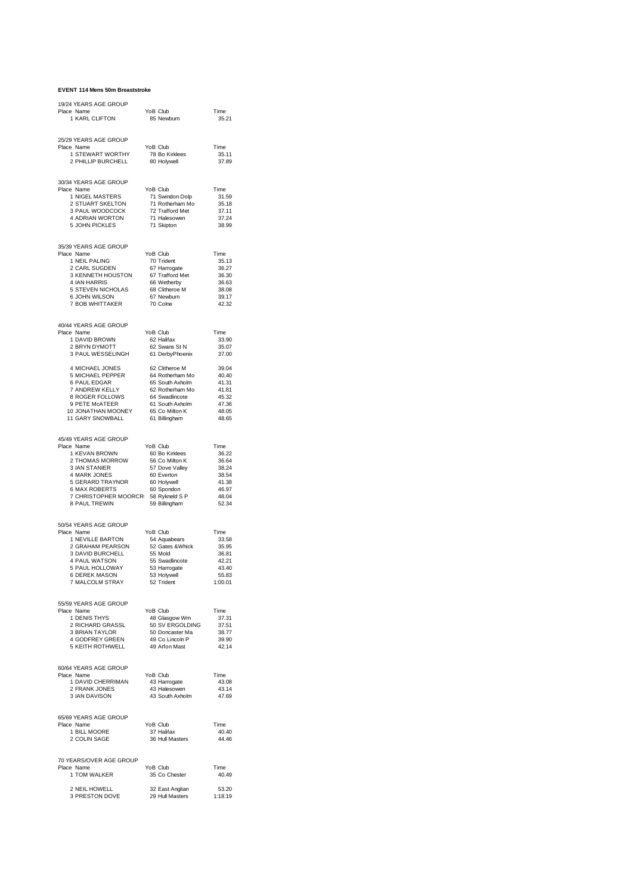**EVENT 114 Mens 50m Breaststroke**

19/24 YEARS AGE GROUP

| Place | Name | YoB | Club | Time |
|---|---|---|---|---|
| 1 | KARL CLIFTON | 85 | Newburn | 35.21 |

25/29 YEARS AGE GROUP

| Place | Name | YoB | Club | Time |
|---|---|---|---|---|
| 1 | STEWART WORTHY | 78 | Bo Kirklees | 35.11 |
| 2 | PHILLIP BURCHELL | 80 | Holywell | 37.89 |

30/34 YEARS AGE GROUP

| Place | Name | YoB | Club | Time |
|---|---|---|---|---|
| 1 | NIGEL MASTERS | 71 | Swindon Dolp | 31.59 |
| 2 | STUART SKELTON | 71 | Rotherham Mo | 35.18 |
| 3 | PAUL WOODCOCK | 72 | Trafford Met | 37.11 |
| 4 | ADRIAN WORTON | 71 | Halesowen | 37.24 |
| 5 | JOHN PICKLES | 71 | Skipton | 38.99 |

35/39 YEARS AGE GROUP

| Place | Name | YoB | Club | Time |
|---|---|---|---|---|
| 1 | NEIL PALING | 70 | Trident | 35.13 |
| 2 | CARL SUGDEN | 67 | Harrogate | 36.27 |
| 3 | KENNETH HOUSTON | 67 | Trafford Met | 36.30 |
| 4 | IAN HARRIS | 66 | Wetherby | 36.63 |
| 5 | STEVEN NICHOLAS | 68 | Clitheroe M | 38.08 |
| 6 | JOHN WILSON | 67 | Newburn | 39.17 |
| 7 | BOB WHITTAKER | 70 | Colne | 42.32 |

40/44 YEARS AGE GROUP

| Place | Name | YoB | Club | Time |
|---|---|---|---|---|
| 1 | DAVID BROWN | 62 | Halifax | 33.90 |
| 2 | BRYN DYMOTT | 62 | Swans St N | 35.07 |
| 3 | PAUL WESSELINGH | 61 | DerbyPhoenix | 37.00 |
| 4 | MICHAEL JONES | 62 | Clitheroe M | 39.04 |
| 5 | MICHAEL PEPPER | 64 | Rotherham Mo | 40.40 |
| 6 | PAUL EDGAR | 65 | South Axholm | 41.31 |
| 7 | ANDREW KELLY | 62 | Rotherham Mo | 41.81 |
| 8 | ROGER FOLLOWS | 64 | Swadlincote | 45.32 |
| 9 | PETE McATEER | 61 | South Axholm | 47.36 |
| 10 | JONATHAN MOONEY | 65 | Co Milton K | 48.05 |
| 11 | GARY SNOWBALL | 61 | Billingham | 48.65 |

45/49 YEARS AGE GROUP

| Place | Name | YoB | Club | Time |
|---|---|---|---|---|
| 1 | KEVAN BROWN | 60 | Bo Kirklees | 36.22 |
| 2 | THOMAS MORROW | 56 | Co Milton K | 36.64 |
| 3 | IAN STANIER | 57 | Dove Valley | 38.24 |
| 4 | MARK JONES | 60 | Everton | 38.54 |
| 5 | GERARD TRAYNOR | 60 | Holywell | 41.38 |
| 6 | MAX ROBERTS | 60 | Spondon | 46.97 |
| 7 | CHRISTOPHER MOORCR | 58 | Rykneld S P | 48.04 |
| 8 | PAUL TREWIN | 59 | Billingham | 52.34 |

50/54 YEARS AGE GROUP

| Place | Name | YoB | Club | Time |
|---|---|---|---|---|
| 1 | NEVILLE BARTON | 54 | Aquabears | 33.58 |
| 2 | GRAHAM PEARSON | 52 | Gates &Whick | 35.95 |
| 3 | DAVID BURCHELL | 55 | Mold | 36.81 |
| 4 | PAUL WATSON | 55 | Swadlincote | 42.21 |
| 5 | PAUL HOLLOWAY | 53 | Harrogate | 43.40 |
| 6 | DEREK MASON | 53 | Holywell | 55.83 |
| 7 | MALCOLM STRAY | 52 | Trident | 1:00.01 |

55/59 YEARS AGE GROUP

| Place | Name | YoB | Club | Time |
|---|---|---|---|---|
| 1 | DENIS THYS | 48 | Glasgow Wm | 37.31 |
| 2 | RICHARD GRASSL | 50 | SV ERGOLDING | 37.51 |
| 3 | BRIAN TAYLOR | 50 | Doncaster Ma | 38.77 |
| 4 | GODFREY GREEN | 49 | Co Lincoln P | 39.90 |
| 5 | KEITH ROTHWELL | 49 | Arfon Mast | 42.14 |

60/64 YEARS AGE GROUP

| Place | Name | YoB | Club | Time |
|---|---|---|---|---|
| 1 | DAVID CHERRIMAN | 43 | Harrogate | 43.08 |
| 2 | FRANK JONES | 43 | Halesowen | 43.14 |
| 3 | IAN DAVISON | 43 | South Axholm | 47.69 |

65/69 YEARS AGE GROUP

| Place | Name | YoB | Club | Time |
|---|---|---|---|---|
| 1 | BILL MOORE | 37 | Halifax | 40.40 |
| 2 | COLIN SAGE | 36 | Hull Masters | 44.46 |

70 YEARS/OVER AGE GROUP

| Place | Name | YoB | Club | Time |
|---|---|---|---|---|
| 1 | TOM WALKER | 35 | Co Chester | 40.49 |
| 2 | NEIL HOWELL | 32 | East Anglian | 53.20 |
| 3 | PRESTON DOVE | 29 | Hull Masters | 1:18.19 |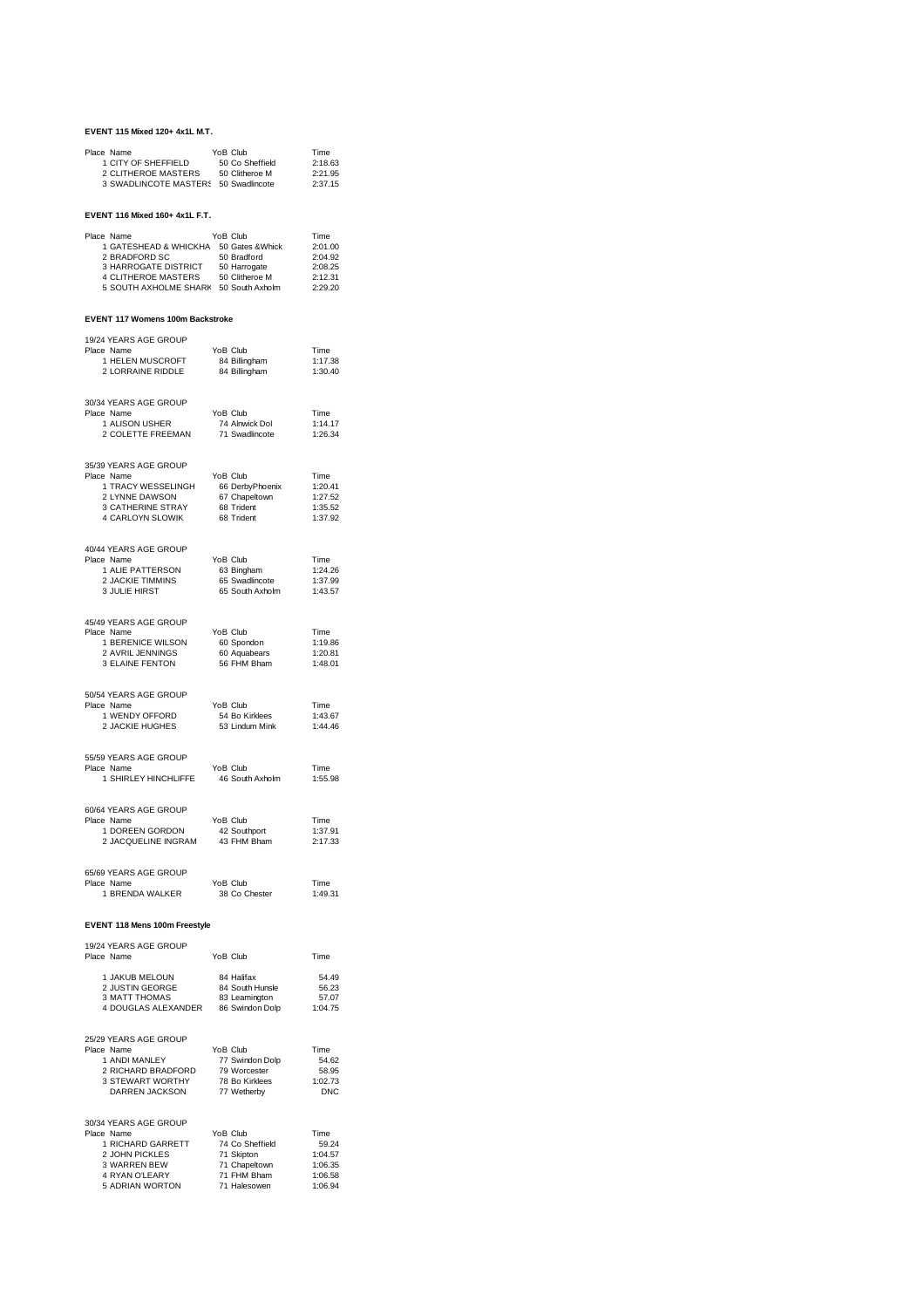**EVENT 115 Mixed 120+ 4x1L M.T.**

| Place | Name | YoB | Club | Time |
|---|---|---|---|---|
| 1 | CITY OF SHEFFIELD | 50 | Co Sheffield | 2:18.63 |
| 2 | CLITHEROE MASTERS | 50 | Clitheroe M | 2:21.95 |
| 3 | SWADLINCOTE MASTERS | 50 | Swadlincote | 2:37.15 |

**EVENT 116 Mixed 160+ 4x1L F.T.**

| Place | Name | YoB | Club | Time |
|---|---|---|---|---|
| 1 | GATESHEAD & WHICKHA | 50 | Gates &Whick | 2:01.00 |
| 2 | BRADFORD SC | 50 | Bradford | 2:04.92 |
| 3 | HARROGATE DISTRICT | 50 | Harrogate | 2:08.25 |
| 4 | CLITHEROE MASTERS | 50 | Clitheroe M | 2:12.31 |
| 5 | SOUTH AXHOLME SHARK | 50 | South Axholm | 2:29.20 |

**EVENT 117 Womens 100m Backstroke**

19/24 YEARS AGE GROUP

| Place | Name | YoB | Club | Time |
|---|---|---|---|---|
| 1 | HELEN MUSCROFT | 84 | Billingham | 1:17.38 |
| 2 | LORRAINE RIDDLE | 84 | Billingham | 1:30.40 |

30/34 YEARS AGE GROUP

| Place | Name | YoB | Club | Time |
|---|---|---|---|---|
| 1 | ALISON USHER | 74 | Alnwick Dol | 1:14.17 |
| 2 | COLETTE FREEMAN | 71 | Swadlincote | 1:26.34 |

35/39 YEARS AGE GROUP

| Place | Name | YoB | Club | Time |
|---|---|---|---|---|
| 1 | TRACY WESSELINGH | 66 | DerbyPhoenix | 1:20.41 |
| 2 | LYNNE DAWSON | 67 | Chapeltown | 1:27.52 |
| 3 | CATHERINE STRAY | 68 | Trident | 1:35.52 |
| 4 | CARLOYN SLOWIK | 68 | Trident | 1:37.92 |

40/44 YEARS AGE GROUP

| Place | Name | YoB | Club | Time |
|---|---|---|---|---|
| 1 | ALIE PATTERSON | 63 | Bingham | 1:24.26 |
| 2 | JACKIE TIMMINS | 65 | Swadlincote | 1:37.99 |
| 3 | JULIE HIRST | 65 | South Axholm | 1:43.57 |

45/49 YEARS AGE GROUP

| Place | Name | YoB | Club | Time |
|---|---|---|---|---|
| 1 | BERENICE WILSON | 60 | Spondon | 1:19.86 |
| 2 | AVRIL JENNINGS | 60 | Aquabears | 1:20.81 |
| 3 | ELAINE FENTON | 56 | FHM Bham | 1:48.01 |

50/54 YEARS AGE GROUP

| Place | Name | YoB | Club | Time |
|---|---|---|---|---|
| 1 | WENDY OFFORD | 54 | Bo Kirklees | 1:43.67 |
| 2 | JACKIE HUGHES | 53 | Lindum Mink | 1:44.46 |

55/59 YEARS AGE GROUP

| Place | Name | YoB | Club | Time |
|---|---|---|---|---|
| 1 | SHIRLEY HINCHLIFFE | 46 | South Axholm | 1:55.98 |

60/64 YEARS AGE GROUP

| Place | Name | YoB | Club | Time |
|---|---|---|---|---|
| 1 | DOREEN GORDON | 42 | Southport | 1:37.91 |
| 2 | JACQUELINE INGRAM | 43 | FHM Bham | 2:17.33 |

65/69 YEARS AGE GROUP

| Place | Name | YoB | Club | Time |
|---|---|---|---|---|
| 1 | BRENDA WALKER | 38 | Co Chester | 1:49.31 |

**EVENT 118 Mens 100m Freestyle**

19/24 YEARS AGE GROUP

| Place | Name | YoB | Club | Time |
|---|---|---|---|---|
| 1 | JAKUB MELOUN | 84 | Halifax | 54.49 |
| 2 | JUSTIN GEORGE | 84 | South Hunsle | 56.23 |
| 3 | MATT THOMAS | 83 | Leamington | 57.07 |
| 4 | DOUGLAS ALEXANDER | 86 | Swindon Dolp | 1:04.75 |

25/29 YEARS AGE GROUP

| Place | Name | YoB | Club | Time |
|---|---|---|---|---|
| 1 | ANDI MANLEY | 77 | Swindon Dolp | 54.62 |
| 2 | RICHARD BRADFORD | 79 | Worcester | 58.95 |
| 3 | STEWART WORTHY | 78 | Bo Kirklees | 1:02.73 |
| | DARREN JACKSON | 77 | Wetherby | DNC |

30/34 YEARS AGE GROUP

| Place | Name | YoB | Club | Time |
|---|---|---|---|---|
| 1 | RICHARD GARRETT | 74 | Co Sheffield | 59.24 |
| 2 | JOHN PICKLES | 71 | Skipton | 1:04.57 |
| 3 | WARREN BEW | 71 | Chapeltown | 1:06.35 |
| 4 | RYAN O'LEARY | 71 | FHM Bham | 1:06.58 |
| 5 | ADRIAN WORTON | 71 | Halesowen | 1:06.94 |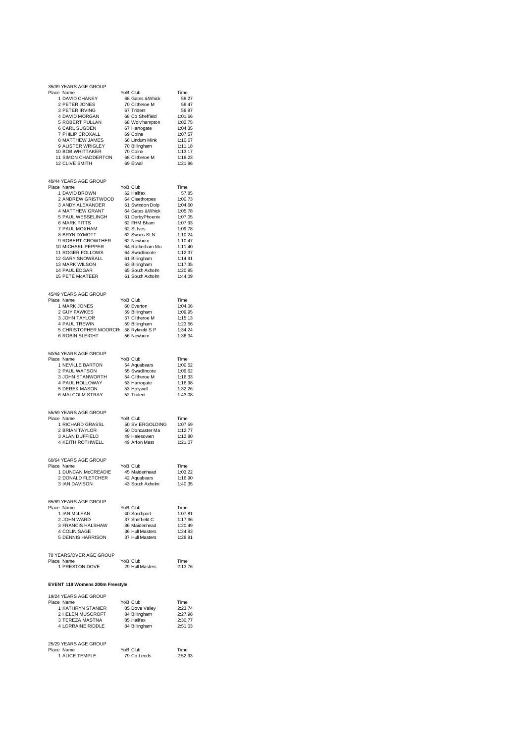35/39 YEARS AGE GROUP

| Place | Name | YoB | Club | Time |
|---|---|---|---|---|
| 1 | DAVID CHANEY | 68 | Gates &Whick | 58.27 |
| 2 | PETER JONES | 70 | Clitheroe M | 58.47 |
| 3 | PETER IRVING | 67 | Trident | 58.87 |
| 4 | DAVID MORGAN | 68 | Co Sheffield | 1:01.66 |
| 5 | ROBERT PULLAN | 68 | Wolv'hampton | 1:02.75 |
| 6 | CARL SUGDEN | 67 | Harrogate | 1:04.35 |
| 7 | PHILIP CROXALL | 69 | Colne | 1:07.57 |
| 8 | MATTHEW JAMES | 66 | Lindum Mink | 1:10.67 |
| 9 | ALISTER WRIGLEY | 70 | Billingham | 1:11.18 |
| 10 | BOB WHITTAKER | 70 | Colne | 1:13.17 |
| 11 | SIMON CHADDERTON | 68 | Clitheroe M | 1:18.23 |
| 12 | CLIVE SMITH | 69 | Etwall | 1:21.96 |

40/44 YEARS AGE GROUP

| Place | Name | YoB | Club | Time |
|---|---|---|---|---|
| 1 | DAVID BROWN | 62 | Halifax | 57.85 |
| 2 | ANDREW GRISTWOOD | 64 | Cleethorpes | 1:00.73 |
| 3 | ANDY ALEXANDER | 61 | Swindon Dolp | 1:04.60 |
| 4 | MATTHEW GRANT | 64 | Gates &Whick | 1:05.78 |
| 5 | PAUL WESSELINGH | 61 | DerbyPhoenix | 1:07.05 |
| 6 | MARK PITTS | 62 | FHM Bham | 1:07.93 |
| 7 | PAUL MOXHAM | 62 | St Ives | 1:09.78 |
| 8 | BRYN DYMOTT | 62 | Swans St N | 1:10.24 |
| 9 | ROBERT CROWTHER | 62 | Newburn | 1:10.47 |
| 10 | MICHAEL PEPPER | 64 | Rotherham Mo | 1:11.40 |
| 11 | ROGER FOLLOWS | 64 | Swadlincote | 1:12.37 |
| 12 | GARY SNOWBALL | 61 | Billingham | 1:14.91 |
| 13 | MARK WILSON | 63 | Billingham | 1:17.35 |
| 14 | PAUL EDGAR | 65 | South Axholm | 1:20.95 |
| 15 | PETE McATEER | 61 | South Axholm | 1:44.09 |

45/49 YEARS AGE GROUP

| Place | Name | YoB | Club | Time |
|---|---|---|---|---|
| 1 | MARK JONES | 60 | Everton | 1:04.06 |
| 2 | GUY FAWKES | 59 | Billingham | 1:09.95 |
| 3 | JOHN TAYLOR | 57 | Clitheroe M | 1:15.13 |
| 4 | PAUL TREWIN | 59 | Billingham | 1:23.56 |
| 5 | CHRISTOPHER MOORCR | 58 | Rykneld S P | 1:34.24 |
| 6 | ROBIN SLEIGHT | 56 | Newburn | 1:36.34 |

50/54 YEARS AGE GROUP

| Place | Name | YoB | Club | Time |
|---|---|---|---|---|
| 1 | NEVILLE BARTON | 54 | Aquabears | 1:00.52 |
| 2 | PAUL WATSON | 55 | Swadlincote | 1:09.62 |
| 3 | JOHN STANWORTH | 54 | Clitheroe M | 1:16.33 |
| 4 | PAUL HOLLOWAY | 53 | Harrogate | 1:16.98 |
| 5 | DEREK MASON | 53 | Holywell | 1:32.26 |
| 6 | MALCOLM STRAY | 52 | Trident | 1:43.08 |

55/59 YEARS AGE GROUP

| Place | Name | YoB | Club | Time |
|---|---|---|---|---|
| 1 | RICHARD GRASSL | 50 | SV ERGOLDING | 1:07.59 |
| 2 | BRIAN TAYLOR | 50 | Doncaster Ma | 1:12.77 |
| 3 | ALAN DUFFIELD | 49 | Halesowen | 1:12.80 |
| 4 | KEITH ROTHWELL | 49 | Arfon Mast | 1:21.07 |

60/64 YEARS AGE GROUP

| Place | Name | YoB | Club | Time |
|---|---|---|---|---|
| 1 | DUNCAN McCREADIE | 45 | Maidenhead | 1:03.22 |
| 2 | DONALD FLETCHER | 42 | Aquabears | 1:16.90 |
| 3 | IAN DAVISON | 43 | South Axholm | 1:40.35 |

65/69 YEARS AGE GROUP

| Place | Name | YoB | Club | Time |
|---|---|---|---|---|
| 1 | IAN McLEAN | 40 | Southport | 1:07.81 |
| 2 | JOHN WARD | 37 | Sheffield C | 1:17.96 |
| 3 | FRANCIS HALSHAW | 36 | Maidenhead | 1:20.49 |
| 4 | COLIN SAGE | 36 | Hull Masters | 1:24.93 |
| 5 | DENNIS HARRISON | 37 | Hull Masters | 1:28.81 |

70 YEARS/OVER AGE GROUP

| Place | Name | YoB | Club | Time |
|---|---|---|---|---|
| 1 | PRESTON DOVE | 29 | Hull Masters | 2:13.76 |

**EVENT 119 Womens 200m Freestyle**

19/24 YEARS AGE GROUP

| Place | Name | YoB | Club | Time |
|---|---|---|---|---|
| 1 | KATHRYN STANIER | 85 | Dove Valley | 2:23.74 |
| 2 | HELEN MUSCROFT | 84 | Billingham | 2:27.96 |
| 3 | TEREZA MASTNA | 85 | Halifax | 2:30.77 |
| 4 | LORRAINE RIDDLE | 84 | Billingham | 2:51.03 |

25/29 YEARS AGE GROUP

| Place | Name | YoB | Club | Time |
|---|---|---|---|---|
| 1 | ALICE TEMPLE | 79 | Co Leeds | 2:52.93 |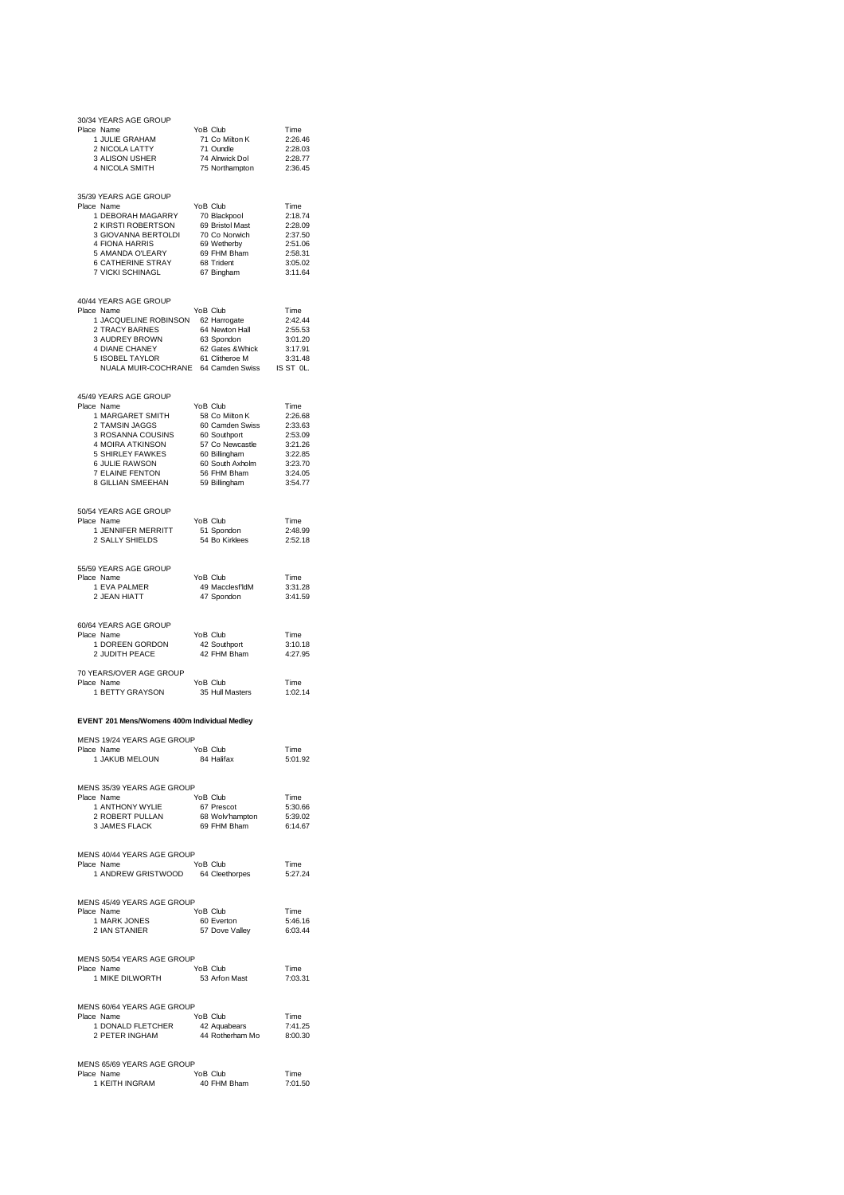30/34 YEARS AGE GROUP

| Place | Name | YoB | Club | Time |
|---|---|---|---|---|
| 1 | JULIE GRAHAM | 71 | Co Milton K | 2:26.46 |
| 2 | NICOLA LATTY | 71 | Oundle | 2:28.03 |
| 3 | ALISON USHER | 74 | Alnwick Dol | 2:28.77 |
| 4 | NICOLA SMITH | 75 | Northampton | 2:36.45 |

35/39 YEARS AGE GROUP

| Place | Name | YoB | Club | Time |
|---|---|---|---|---|
| 1 | DEBORAH MAGARRY | 70 | Blackpool | 2:18.74 |
| 2 | KIRSTI ROBERTSON | 69 | Bristol Mast | 2:28.09 |
| 3 | GIOVANNA BERTOLDI | 70 | Co Norwich | 2:37.50 |
| 4 | FIONA HARRIS | 69 | Wetherby | 2:51.06 |
| 5 | AMANDA O'LEARY | 69 | FHM Bham | 2:58.31 |
| 6 | CATHERINE STRAY | 68 | Trident | 3:05.02 |
| 7 | VICKI SCHINAGL | 67 | Bingham | 3:11.64 |

40/44 YEARS AGE GROUP

| Place | Name | YoB | Club | Time |
|---|---|---|---|---|
| 1 | JACQUELINE ROBINSON | 62 | Harrogate | 2:42.44 |
| 2 | TRACY BARNES | 64 | Newton Hall | 2:55.53 |
| 3 | AUDREY BROWN | 63 | Spondon | 3:01.20 |
| 4 | DIANE CHANEY | 62 | Gates &Whick | 3:17.91 |
| 5 | ISOBEL TAYLOR | 61 | Clitheroe M | 3:31.48 |
| | NUALA MUIR-COCHRANE | 64 | Camden Swiss | IS ST 0L. |

45/49 YEARS AGE GROUP

| Place | Name | YoB | Club | Time |
|---|---|---|---|---|
| 1 | MARGARET SMITH | 58 | Co Milton K | 2:26.68 |
| 2 | TAMSIN JAGGS | 60 | Camden Swiss | 2:33.63 |
| 3 | ROSANNA COUSINS | 60 | Southport | 2:53.09 |
| 4 | MOIRA ATKINSON | 57 | Co Newcastle | 3:21.26 |
| 5 | SHIRLEY FAWKES | 60 | Billingham | 3:22.85 |
| 6 | JULIE RAWSON | 60 | South Axholm | 3:23.70 |
| 7 | ELAINE FENTON | 56 | FHM Bham | 3:24.05 |
| 8 | GILLIAN SMEEHAN | 59 | Billingham | 3:54.77 |

50/54 YEARS AGE GROUP

| Place | Name | YoB | Club | Time |
|---|---|---|---|---|
| 1 | JENNIFER MERRITT | 51 | Spondon | 2:48.99 |
| 2 | SALLY SHIELDS | 54 | Bo Kirklees | 2:52.18 |

55/59 YEARS AGE GROUP

| Place | Name | YoB | Club | Time |
|---|---|---|---|---|
| 1 | EVA PALMER | 49 | Macclesf'ldM | 3:31.28 |
| 2 | JEAN HIATT | 47 | Spondon | 3:41.59 |

60/64 YEARS AGE GROUP

| Place | Name | YoB | Club | Time |
|---|---|---|---|---|
| 1 | DOREEN GORDON | 42 | Southport | 3:10.18 |
| 2 | JUDITH PEACE | 42 | FHM Bham | 4:27.95 |

70 YEARS/OVER AGE GROUP

| Place | Name | YoB | Club | Time |
|---|---|---|---|---|
| 1 | BETTY GRAYSON | 35 | Hull Masters | 1:02.14 |

**EVENT 201 Mens/Womens 400m Individual Medley**

MENS 19/24 YEARS AGE GROUP

| Place | Name | YoB | Club | Time |
|---|---|---|---|---|
| 1 | JAKUB MELOUN | 84 | Halifax | 5:01.92 |

MENS 35/39 YEARS AGE GROUP

| Place | Name | YoB | Club | Time |
|---|---|---|---|---|
| 1 | ANTHONY WYLIE | 67 | Prescot | 5:30.66 |
| 2 | ROBERT PULLAN | 68 | Wolv'hampton | 5:39.02 |
| 3 | JAMES FLACK | 69 | FHM Bham | 6:14.67 |

MENS 40/44 YEARS AGE GROUP

| Place | Name | YoB | Club | Time |
|---|---|---|---|---|
| 1 | ANDREW GRISTWOOD | 64 | Cleethorpes | 5:27.24 |

MENS 45/49 YEARS AGE GROUP

| Place | Name | YoB | Club | Time |
|---|---|---|---|---|
| 1 | MARK JONES | 60 | Everton | 5:46.16 |
| 2 | IAN STANIER | 57 | Dove Valley | 6:03.44 |

MENS 50/54 YEARS AGE GROUP

| Place | Name | YoB | Club | Time |
|---|---|---|---|---|
| 1 | MIKE DILWORTH | 53 | Arfon Mast | 7:03.31 |

MENS 60/64 YEARS AGE GROUP

| Place | Name | YoB | Club | Time |
|---|---|---|---|---|
| 1 | DONALD FLETCHER | 42 | Aquabears | 7:41.25 |
| 2 | PETER INGHAM | 44 | Rotherham Mo | 8:00.30 |

MENS 65/69 YEARS AGE GROUP

| Place | Name | YoB | Club | Time |
|---|---|---|---|---|
| 1 | KEITH INGRAM | 40 | FHM Bham | 7:01.50 |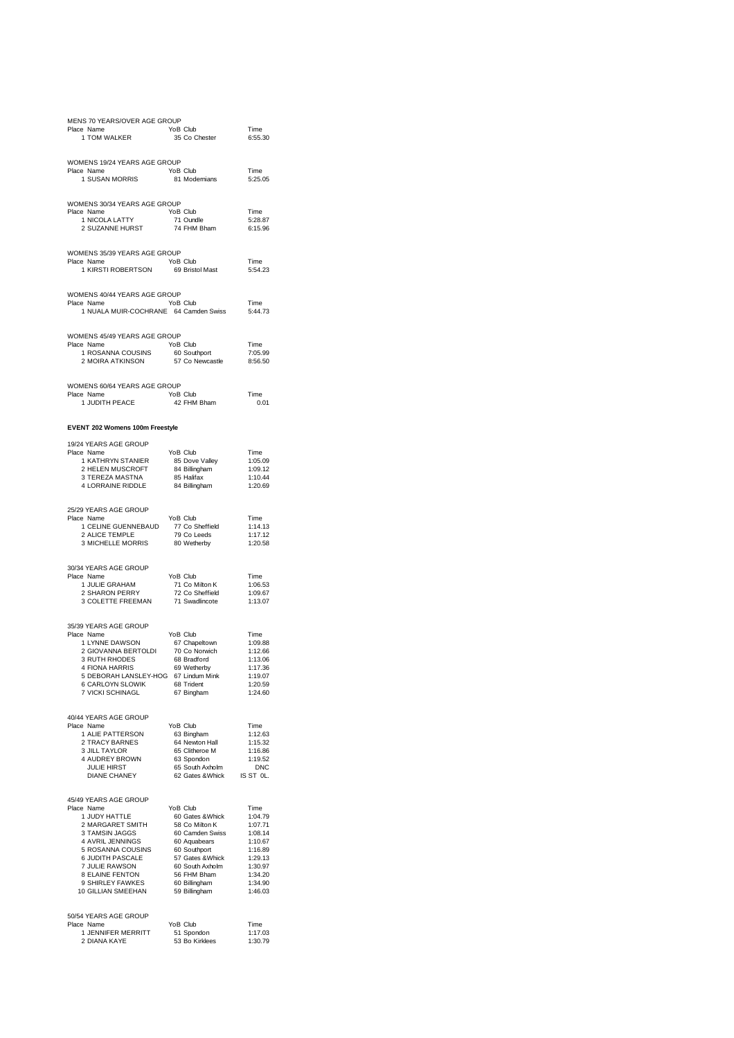MENS 70 YEARS/OVER AGE GROUP

| Place | Name | YoB | Club | Time |
|---|---|---|---|---|
| 1 | TOM WALKER | 35 | Co Chester | 6:55.30 |

WOMENS 19/24 YEARS AGE GROUP

| Place | Name | YoB | Club | Time |
|---|---|---|---|---|
| 1 | SUSAN MORRIS | 81 | Modernians | 5:25.05 |

WOMENS 30/34 YEARS AGE GROUP

| Place | Name | YoB | Club | Time |
|---|---|---|---|---|
| 1 | NICOLA LATTY | 71 | Oundle | 5:28.87 |
| 2 | SUZANNE HURST | 74 | FHM Bham | 6:15.96 |

WOMENS 35/39 YEARS AGE GROUP

| Place | Name | YoB | Club | Time |
|---|---|---|---|---|
| 1 | KIRSTI ROBERTSON | 69 | Bristol Mast | 5:54.23 |

WOMENS 40/44 YEARS AGE GROUP

| Place | Name | YoB | Club | Time |
|---|---|---|---|---|
| 1 | NUALA MUIR-COCHRANE | 64 | Camden Swiss | 5:44.73 |

WOMENS 45/49 YEARS AGE GROUP

| Place | Name | YoB | Club | Time |
|---|---|---|---|---|
| 1 | ROSANNA COUSINS | 60 | Southport | 7:05.99 |
| 2 | MOIRA ATKINSON | 57 | Co Newcastle | 8:56.50 |

WOMENS 60/64 YEARS AGE GROUP

| Place | Name | YoB | Club | Time |
|---|---|---|---|---|
| 1 | JUDITH PEACE | 42 | FHM Bham | 0.01 |

**EVENT 202 Womens 100m Freestyle**

19/24 YEARS AGE GROUP

| Place | Name | YoB | Club | Time |
|---|---|---|---|---|
| 1 | KATHRYN STANIER | 85 | Dove Valley | 1:05.09 |
| 2 | HELEN MUSCROFT | 84 | Billingham | 1:09.12 |
| 3 | TEREZA MASTNA | 85 | Halifax | 1:10.44 |
| 4 | LORRAINE RIDDLE | 84 | Billingham | 1:20.69 |

25/29 YEARS AGE GROUP

| Place | Name | YoB | Club | Time |
|---|---|---|---|---|
| 1 | CELINE GUENNEBAUD | 77 | Co Sheffield | 1:14.13 |
| 2 | ALICE TEMPLE | 79 | Co Leeds | 1:17.12 |
| 3 | MICHELLE MORRIS | 80 | Wetherby | 1:20.58 |

30/34 YEARS AGE GROUP

| Place | Name | YoB | Club | Time |
|---|---|---|---|---|
| 1 | JULIE GRAHAM | 71 | Co Milton K | 1:06.53 |
| 2 | SHARON PERRY | 72 | Co Sheffield | 1:09.67 |
| 3 | COLETTE FREEMAN | 71 | Swadlincote | 1:13.07 |

35/39 YEARS AGE GROUP

| Place | Name | YoB | Club | Time |
|---|---|---|---|---|
| 1 | LYNNE DAWSON | 67 | Chapeltown | 1:09.88 |
| 2 | GIOVANNA BERTOLDI | 70 | Co Norwich | 1:12.66 |
| 3 | RUTH RHODES | 68 | Bradford | 1:13.06 |
| 4 | FIONA HARRIS | 69 | Wetherby | 1:17.36 |
| 5 | DEBORAH LANSLEY-HOG | 67 | Lindum Mink | 1:19.07 |
| 6 | CARLOYN SLOWIK | 68 | Trident | 1:20.59 |
| 7 | VICKI SCHINAGL | 67 | Bingham | 1:24.60 |

40/44 YEARS AGE GROUP

| Place | Name | YoB | Club | Time |
|---|---|---|---|---|
| 1 | ALIE PATTERSON | 63 | Bingham | 1:12.63 |
| 2 | TRACY BARNES | 64 | Newton Hall | 1:15.32 |
| 3 | JILL TAYLOR | 65 | Clitheroe M | 1:16.86 |
| 4 | AUDREY BROWN | 63 | Spondon | 1:19.52 |
| | JULIE HIRST | 65 | South Axholm | DNC |
| | DIANE CHANEY | 62 | Gates &Whick | IS ST 0L. |

45/49 YEARS AGE GROUP

| Place | Name | YoB | Club | Time |
|---|---|---|---|---|
| 1 | JUDY HATTLE | 60 | Gates &Whick | 1:04.79 |
| 2 | MARGARET SMITH | 58 | Co Milton K | 1:07.71 |
| 3 | TAMSIN JAGGS | 60 | Camden Swiss | 1:08.14 |
| 4 | AVRIL JENNINGS | 60 | Aquabears | 1:10.67 |
| 5 | ROSANNA COUSINS | 60 | Southport | 1:16.89 |
| 6 | JUDITH PASCALE | 57 | Gates &Whick | 1:29.13 |
| 7 | JULIE RAWSON | 60 | South Axholm | 1:30.97 |
| 8 | ELAINE FENTON | 56 | FHM Bham | 1:34.20 |
| 9 | SHIRLEY FAWKES | 60 | Billingham | 1:34.90 |
| 10 | GILLIAN SMEEHAN | 59 | Billingham | 1:46.03 |

50/54 YEARS AGE GROUP

| Place | Name | YoB | Club | Time |
|---|---|---|---|---|
| 1 | JENNIFER MERRITT | 51 | Spondon | 1:17.03 |
| 2 | DIANA KAYE | 53 | Bo Kirklees | 1:30.79 |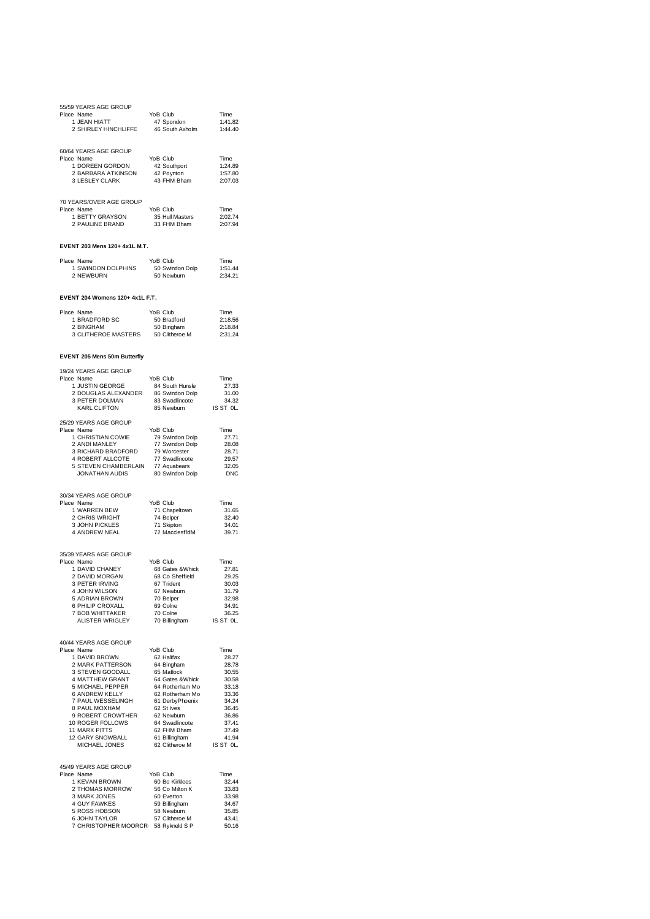55/59 YEARS AGE GROUP

| Place | Name | YoB | Club | Time |
|---|---|---|---|---|
| 1 | JEAN HIATT | 47 | Spondon | 1:41.82 |
| 2 | SHIRLEY HINCHLIFFE | 46 | South Axholm | 1:44.40 |

60/64 YEARS AGE GROUP

| Place | Name | YoB | Club | Time |
|---|---|---|---|---|
| 1 | DOREEN GORDON | 42 | Southport | 1:24.89 |
| 2 | BARBARA ATKINSON | 42 | Poynton | 1:57.80 |
| 3 | LESLEY CLARK | 43 | FHM Bham | 2:07.03 |

70 YEARS/OVER AGE GROUP

| Place | Name | YoB | Club | Time |
|---|---|---|---|---|
| 1 | BETTY GRAYSON | 35 | Hull Masters | 2:02.74 |
| 2 | PAULINE BRAND | 33 | FHM Bham | 2:07.94 |

**EVENT 203 Mens 120+ 4x1L M.T.**

| Place | Name | YoB | Club | Time |
|---|---|---|---|---|
| 1 | SWINDON DOLPHINS | 50 | Swindon Dolp | 1:51.44 |
| 2 | NEWBURN | 50 | Newburn | 2:34.21 |

**EVENT 204 Womens 120+ 4x1L F.T.**

| Place | Name | YoB | Club | Time |
|---|---|---|---|---|
| 1 | BRADFORD SC | 50 | Bradford | 2:18.56 |
| 2 | BINGHAM | 50 | Bingham | 2:18.84 |
| 3 | CLITHEROE MASTERS | 50 | Clitheroe M | 2:31.24 |

**EVENT 205 Mens 50m Butterfly**

19/24 YEARS AGE GROUP

| Place | Name | YoB | Club | Time |
|---|---|---|---|---|
| 1 | JUSTIN GEORGE | 84 | South Hunsle | 27.33 |
| 2 | DOUGLAS ALEXANDER | 86 | Swindon Dolp | 31.00 |
| 3 | PETER DOLMAN | 83 | Swadlincote | 34.32 |
| | KARL CLIFTON | 85 | Newburn | IS ST 0L. |

25/29 YEARS AGE GROUP

| Place | Name | YoB | Club | Time |
|---|---|---|---|---|
| 1 | CHRISTIAN COWIE | 79 | Swindon Dolp | 27.71 |
| 2 | ANDI MANLEY | 77 | Swindon Dolp | 28.08 |
| 3 | RICHARD BRADFORD | 79 | Worcester | 28.71 |
| 4 | ROBERT ALLCOTE | 77 | Swadlincote | 29.57 |
| 5 | STEVEN CHAMBERLAIN | 77 | Aquabears | 32.05 |
| | JONATHAN AUDIS | 80 | Swindon Dolp | DNC |

30/34 YEARS AGE GROUP

| Place | Name | YoB | Club | Time |
|---|---|---|---|---|
| 1 | WARREN BEW | 71 | Chapeltown | 31.65 |
| 2 | CHRIS WRIGHT | 74 | Belper | 32.40 |
| 3 | JOHN PICKLES | 71 | Skipton | 34.01 |
| 4 | ANDREW NEAL | 72 | Macclesf'ldM | 39.71 |

35/39 YEARS AGE GROUP

| Place | Name | YoB | Club | Time |
|---|---|---|---|---|
| 1 | DAVID CHANEY | 68 | Gates &Whick | 27.81 |
| 2 | DAVID MORGAN | 68 | Co Sheffield | 29.25 |
| 3 | PETER IRVING | 67 | Trident | 30.03 |
| 4 | JOHN WILSON | 67 | Newburn | 31.79 |
| 5 | ADRIAN BROWN | 70 | Belper | 32.98 |
| 6 | PHILIP CROXALL | 69 | Colne | 34.91 |
| 7 | BOB WHITTAKER | 70 | Colne | 36.25 |
| | ALISTER WRIGLEY | 70 | Billingham | IS ST 0L. |

40/44 YEARS AGE GROUP

| Place | Name | YoB | Club | Time |
|---|---|---|---|---|
| 1 | DAVID BROWN | 62 | Halifax | 28.27 |
| 2 | MARK PATTERSON | 64 | Bingham | 28.78 |
| 3 | STEVEN GOODALL | 65 | Matlock | 30.55 |
| 4 | MATTHEW GRANT | 64 | Gates &Whick | 30.58 |
| 5 | MICHAEL PEPPER | 64 | Rotherham Mo | 33.18 |
| 6 | ANDREW KELLY | 62 | Rotherham Mo | 33.36 |
| 7 | PAUL WESSELINGH | 61 | DerbyPhoenix | 34.24 |
| 8 | PAUL MOXHAM | 62 | St Ives | 36.45 |
| 9 | ROBERT CROWTHER | 62 | Newburn | 36.86 |
| 10 | ROGER FOLLOWS | 64 | Swadlincote | 37.41 |
| 11 | MARK PITTS | 62 | FHM Bham | 37.49 |
| 12 | GARY SNOWBALL | 61 | Billingham | 41.94 |
| | MICHAEL JONES | 62 | Clitheroe M | IS ST 0L. |

45/49 YEARS AGE GROUP

| Place | Name | YoB | Club | Time |
|---|---|---|---|---|
| 1 | KEVAN BROWN | 60 | Bo Kirklees | 32.44 |
| 2 | THOMAS MORROW | 56 | Co Milton K | 33.83 |
| 3 | MARK JONES | 60 | Everton | 33.98 |
| 4 | GUY FAWKES | 59 | Billingham | 34.67 |
| 5 | ROSS HOBSON | 58 | Newburn | 35.85 |
| 6 | JOHN TAYLOR | 57 | Clitheroe M | 43.41 |
| 7 | CHRISTOPHER MOORCR | 58 | Rykneld S P | 50.16 |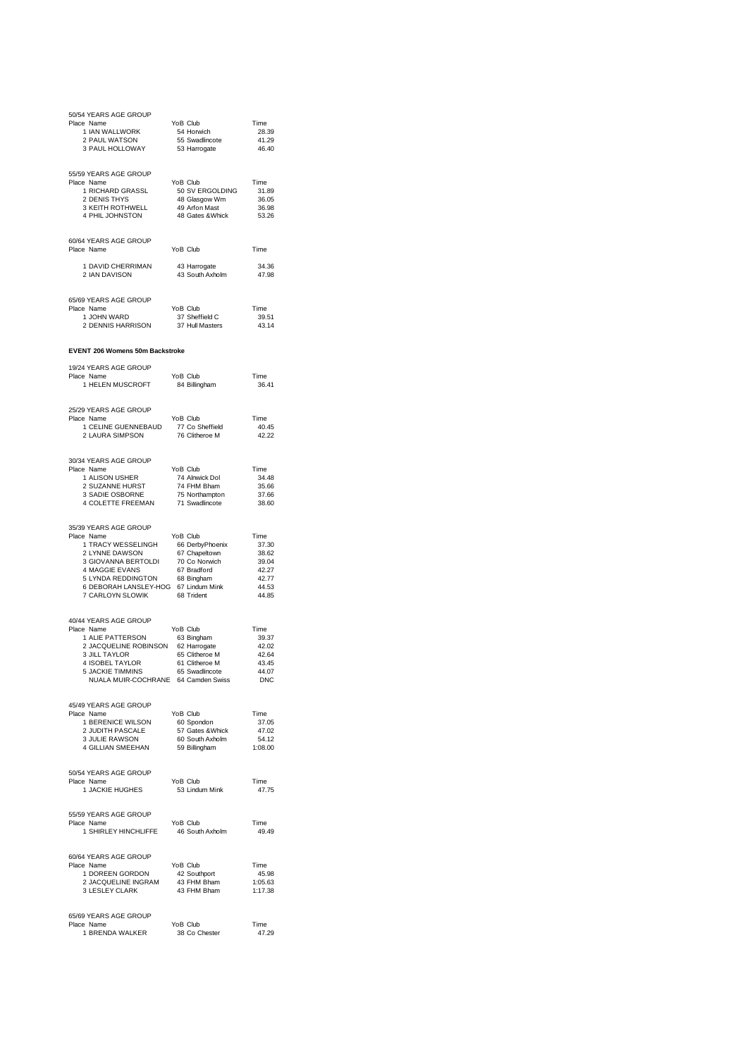50/54 YEARS AGE GROUP

| Place | Name | YoB | Club | Time |
|---|---|---|---|---|
| 1 | IAN WALLWORK | 54 | Horwich | 28.39 |
| 2 | PAUL WATSON | 55 | Swadlincote | 41.29 |
| 3 | PAUL HOLLOWAY | 53 | Harrogate | 46.40 |

55/59 YEARS AGE GROUP

| Place | Name | YoB | Club | Time |
|---|---|---|---|---|
| 1 | RICHARD GRASSL | 50 | SV ERGOLDING | 31.89 |
| 2 | DENIS THYS | 48 | Glasgow Wm | 36.05 |
| 3 | KEITH ROTHWELL | 49 | Arfon Mast | 36.98 |
| 4 | PHIL JOHNSTON | 48 | Gates &Whick | 53.26 |

60/64 YEARS AGE GROUP

| Place | Name | YoB | Club | Time |
|---|---|---|---|---|
| 1 | DAVID CHERRIMAN | 43 | Harrogate | 34.36 |
| 2 | IAN DAVISON | 43 | South Axholm | 47.98 |

65/69 YEARS AGE GROUP

| Place | Name | YoB | Club | Time |
|---|---|---|---|---|
| 1 | JOHN WARD | 37 | Sheffield C | 39.51 |
| 2 | DENNIS HARRISON | 37 | Hull Masters | 43.14 |

**EVENT 206 Womens 50m Backstroke**

19/24 YEARS AGE GROUP

| Place | Name | YoB | Club | Time |
|---|---|---|---|---|
| 1 | HELEN MUSCROFT | 84 | Billingham | 36.41 |

25/29 YEARS AGE GROUP

| Place | Name | YoB | Club | Time |
|---|---|---|---|---|
| 1 | CELINE GUENNEBAUD | 77 | Co Sheffield | 40.45 |
| 2 | LAURA SIMPSON | 76 | Clitheroe M | 42.22 |

30/34 YEARS AGE GROUP

| Place | Name | YoB | Club | Time |
|---|---|---|---|---|
| 1 | ALISON USHER | 74 | Alnwick Dol | 34.48 |
| 2 | SUZANNE HURST | 74 | FHM Bham | 35.66 |
| 3 | SADIE OSBORNE | 75 | Northampton | 37.66 |
| 4 | COLETTE FREEMAN | 71 | Swadlincote | 38.60 |

35/39 YEARS AGE GROUP

| Place | Name | YoB | Club | Time |
|---|---|---|---|---|
| 1 | TRACY WESSELINGH | 66 | DerbyPhoenix | 37.30 |
| 2 | LYNNE DAWSON | 67 | Chapeltown | 38.62 |
| 3 | GIOVANNA BERTOLDI | 70 | Co Norwich | 39.04 |
| 4 | MAGGIE EVANS | 67 | Bradford | 42.27 |
| 5 | LYNDA REDDINGTON | 68 | Bingham | 42.77 |
| 6 | DEBORAH LANSLEY-HOG | 67 | Lindum Mink | 44.53 |
| 7 | CARLOYN SLOWIK | 68 | Trident | 44.85 |

40/44 YEARS AGE GROUP

| Place | Name | YoB | Club | Time |
|---|---|---|---|---|
| 1 | ALIE PATTERSON | 63 | Bingham | 39.37 |
| 2 | JACQUELINE ROBINSON | 62 | Harrogate | 42.02 |
| 3 | JILL TAYLOR | 65 | Clitheroe M | 42.64 |
| 4 | ISOBEL TAYLOR | 61 | Clitheroe M | 43.45 |
| 5 | JACKIE TIMMINS | 65 | Swadlincote | 44.07 |
| | NUALA MUIR-COCHRANE | 64 | Camden Swiss | DNC |

45/49 YEARS AGE GROUP

| Place | Name | YoB | Club | Time |
|---|---|---|---|---|
| 1 | BERENICE WILSON | 60 | Spondon | 37.05 |
| 2 | JUDITH PASCALE | 57 | Gates &Whick | 47.02 |
| 3 | JULIE RAWSON | 60 | South Axholm | 54.12 |
| 4 | GILLIAN SMEEHAN | 59 | Billingham | 1:08.00 |

50/54 YEARS AGE GROUP

| Place | Name | YoB | Club | Time |
|---|---|---|---|---|
| 1 | JACKIE HUGHES | 53 | Lindum Mink | 47.75 |

55/59 YEARS AGE GROUP

| Place | Name | YoB | Club | Time |
|---|---|---|---|---|
| 1 | SHIRLEY HINCHLIFFE | 46 | South Axholm | 49.49 |

60/64 YEARS AGE GROUP

| Place | Name | YoB | Club | Time |
|---|---|---|---|---|
| 1 | DOREEN GORDON | 42 | Southport | 45.98 |
| 2 | JACQUELINE INGRAM | 43 | FHM Bham | 1:05.63 |
| 3 | LESLEY CLARK | 43 | FHM Bham | 1:17.38 |

65/69 YEARS AGE GROUP

| Place | Name | YoB | Club | Time |
|---|---|---|---|---|
| 1 | BRENDA WALKER | 38 | Co Chester | 47.29 |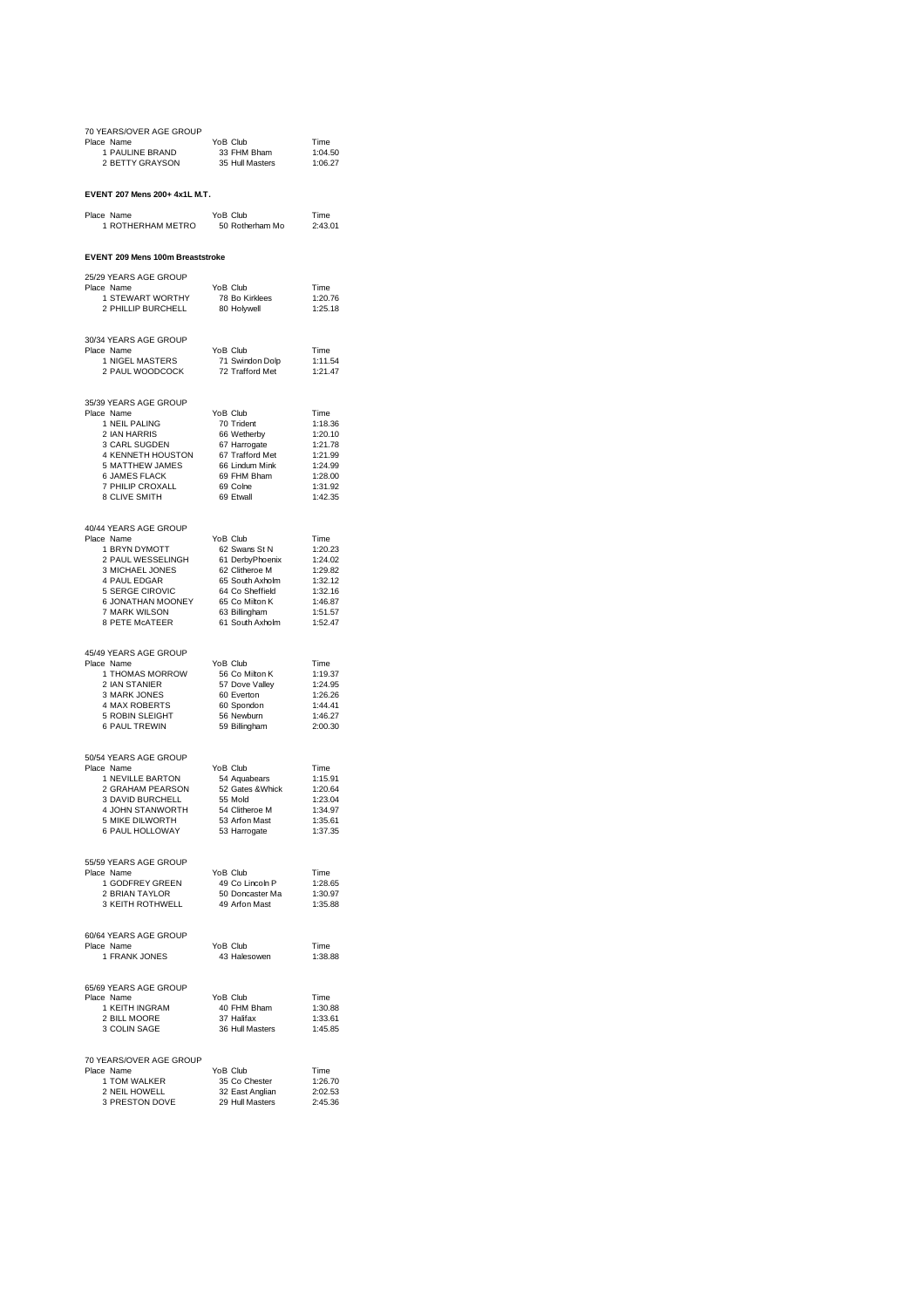70 YEARS/OVER AGE GROUP

| Place | Name | YoB | Club | Time |
|---|---|---|---|---|
| 1 | PAULINE BRAND | 33 | FHM Bham | 1:04.50 |
| 2 | BETTY GRAYSON | 35 | Hull Masters | 1:06.27 |

**EVENT 207 Mens 200+ 4x1L M.T.**

| Place | Name | YoB | Club | Time |
|---|---|---|---|---|
| 1 | ROTHERHAM METRO | 50 | Rotherham Mo | 2:43.01 |

**EVENT 209 Mens 100m Breaststroke**

25/29 YEARS AGE GROUP

| Place | Name | YoB | Club | Time |
|---|---|---|---|---|
| 1 | STEWART WORTHY | 78 | Bo Kirklees | 1:20.76 |
| 2 | PHILLIP BURCHELL | 80 | Holywell | 1:25.18 |

30/34 YEARS AGE GROUP

| Place | Name | YoB | Club | Time |
|---|---|---|---|---|
| 1 | NIGEL MASTERS | 71 | Swindon Dolp | 1:11.54 |
| 2 | PAUL WOODCOCK | 72 | Trafford Met | 1:21.47 |

35/39 YEARS AGE GROUP

| Place | Name | YoB | Club | Time |
|---|---|---|---|---|
| 1 | NEIL PALING | 70 | Trident | 1:18.36 |
| 2 | IAN HARRIS | 66 | Wetherby | 1:20.10 |
| 3 | CARL SUGDEN | 67 | Harrogate | 1:21.78 |
| 4 | KENNETH HOUSTON | 67 | Trafford Met | 1:21.99 |
| 5 | MATTHEW JAMES | 66 | Lindum Mink | 1:24.99 |
| 6 | JAMES FLACK | 69 | FHM Bham | 1:28.00 |
| 7 | PHILIP CROXALL | 69 | Colne | 1:31.92 |
| 8 | CLIVE SMITH | 69 | Etwall | 1:42.35 |

40/44 YEARS AGE GROUP

| Place | Name | YoB | Club | Time |
|---|---|---|---|---|
| 1 | BRYN DYMOTT | 62 | Swans St N | 1:20.23 |
| 2 | PAUL WESSELINGH | 61 | DerbyPhoenix | 1:24.02 |
| 3 | MICHAEL JONES | 62 | Clitheroe M | 1:29.82 |
| 4 | PAUL EDGAR | 65 | South Axholm | 1:32.12 |
| 5 | SERGE CIROVIC | 64 | Co Sheffield | 1:32.16 |
| 6 | JONATHAN MOONEY | 65 | Co Milton K | 1:46.87 |
| 7 | MARK WILSON | 63 | Billingham | 1:51.57 |
| 8 | PETE McATEER | 61 | South Axholm | 1:52.47 |

45/49 YEARS AGE GROUP

| Place | Name | YoB | Club | Time |
|---|---|---|---|---|
| 1 | THOMAS MORROW | 56 | Co Milton K | 1:19.37 |
| 2 | IAN STANIER | 57 | Dove Valley | 1:24.95 |
| 3 | MARK JONES | 60 | Everton | 1:26.26 |
| 4 | MAX ROBERTS | 60 | Spondon | 1:44.41 |
| 5 | ROBIN SLEIGHT | 56 | Newburn | 1:46.27 |
| 6 | PAUL TREWIN | 59 | Billingham | 2:00.30 |

50/54 YEARS AGE GROUP

| Place | Name | YoB | Club | Time |
|---|---|---|---|---|
| 1 | NEVILLE BARTON | 54 | Aquabears | 1:15.91 |
| 2 | GRAHAM PEARSON | 52 | Gates &Whick | 1:20.64 |
| 3 | DAVID BURCHELL | 55 | Mold | 1:23.04 |
| 4 | JOHN STANWORTH | 54 | Clitheroe M | 1:34.97 |
| 5 | MIKE DILWORTH | 53 | Arfon Mast | 1:35.61 |
| 6 | PAUL HOLLOWAY | 53 | Harrogate | 1:37.35 |

55/59 YEARS AGE GROUP

| Place | Name | YoB | Club | Time |
|---|---|---|---|---|
| 1 | GODFREY GREEN | 49 | Co Lincoln P | 1:28.65 |
| 2 | BRIAN TAYLOR | 50 | Doncaster Ma | 1:30.97 |
| 3 | KEITH ROTHWELL | 49 | Arfon Mast | 1:35.88 |

60/64 YEARS AGE GROUP

| Place | Name | YoB | Club | Time |
|---|---|---|---|---|
| 1 | FRANK JONES | 43 | Halesowen | 1:38.88 |

65/69 YEARS AGE GROUP

| Place | Name | YoB | Club | Time |
|---|---|---|---|---|
| 1 | KEITH INGRAM | 40 | FHM Bham | 1:30.88 |
| 2 | BILL MOORE | 37 | Halifax | 1:33.61 |
| 3 | COLIN SAGE | 36 | Hull Masters | 1:45.85 |

70 YEARS/OVER AGE GROUP

| Place | Name | YoB | Club | Time |
|---|---|---|---|---|
| 1 | TOM WALKER | 35 | Co Chester | 1:26.70 |
| 2 | NEIL HOWELL | 32 | East Anglian | 2:02.53 |
| 3 | PRESTON DOVE | 29 | Hull Masters | 2:45.36 |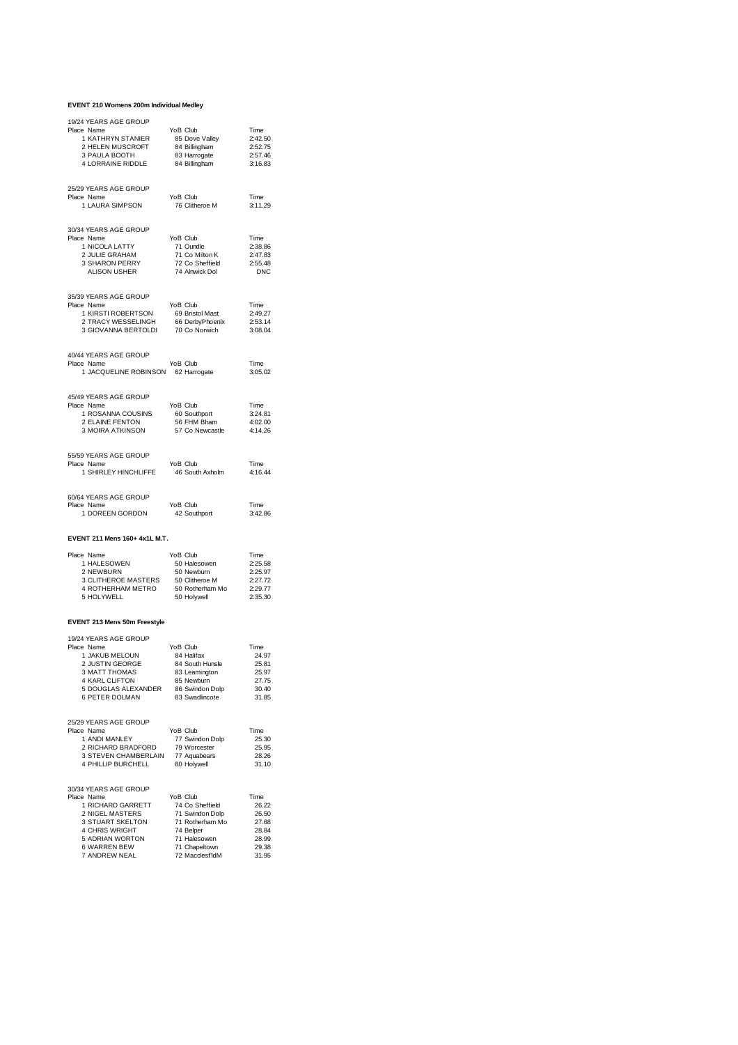**EVENT 210 Womens 200m Individual Medley**

19/24 YEARS AGE GROUP

| Place | Name | YoB | Club | Time |
|---|---|---|---|---|
| 1 | KATHRYN STANIER | 85 | Dove Valley | 2:42.50 |
| 2 | HELEN MUSCROFT | 84 | Billingham | 2:52.75 |
| 3 | PAULA BOOTH | 83 | Harrogate | 2:57.46 |
| 4 | LORRAINE RIDDLE | 84 | Billingham | 3:16.83 |

25/29 YEARS AGE GROUP

| Place | Name | YoB | Club | Time |
|---|---|---|---|---|
| 1 | LAURA SIMPSON | 76 | Clitheroe M | 3:11.29 |

30/34 YEARS AGE GROUP

| Place | Name | YoB | Club | Time |
|---|---|---|---|---|
| 1 | NICOLA LATTY | 71 | Oundle | 2:38.86 |
| 2 | JULIE GRAHAM | 71 | Co Milton K | 2:47.83 |
| 3 | SHARON PERRY | 72 | Co Sheffield | 2:55.48 |
| | ALISON USHER | 74 | Alnwick Dol | DNC |

35/39 YEARS AGE GROUP

| Place | Name | YoB | Club | Time |
|---|---|---|---|---|
| 1 | KIRSTI ROBERTSON | 69 | Bristol Mast | 2:49.27 |
| 2 | TRACY WESSELINGH | 66 | DerbyPhoenix | 2:53.14 |
| 3 | GIOVANNA BERTOLDI | 70 | Co Norwich | 3:08.04 |

40/44 YEARS AGE GROUP

| Place | Name | YoB | Club | Time |
|---|---|---|---|---|
| 1 | JACQUELINE ROBINSON | 62 | Harrogate | 3:05.02 |

45/49 YEARS AGE GROUP

| Place | Name | YoB | Club | Time |
|---|---|---|---|---|
| 1 | ROSANNA COUSINS | 60 | Southport | 3:24.81 |
| 2 | ELAINE FENTON | 56 | FHM Bham | 4:02.00 |
| 3 | MOIRA ATKINSON | 57 | Co Newcastle | 4:14.26 |

55/59 YEARS AGE GROUP

| Place | Name | YoB | Club | Time |
|---|---|---|---|---|
| 1 | SHIRLEY HINCHLIFFE | 46 | South Axholm | 4:16.44 |

60/64 YEARS AGE GROUP

| Place | Name | YoB | Club | Time |
|---|---|---|---|---|
| 1 | DOREEN GORDON | 42 | Southport | 3:42.86 |

**EVENT 211 Mens 160+ 4x1L M.T.**

| Place | Name | YoB | Club | Time |
|---|---|---|---|---|
| 1 | HALESOWEN | 50 | Halesowen | 2:25.58 |
| 2 | NEWBURN | 50 | Newburn | 2:25.97 |
| 3 | CLITHEROE MASTERS | 50 | Clitheroe M | 2:27.72 |
| 4 | ROTHERHAM METRO | 50 | Rotherham Mo | 2:29.77 |
| 5 | HOLYWELL | 50 | Holywell | 2:35.30 |

**EVENT 213 Mens 50m Freestyle**

19/24 YEARS AGE GROUP

| Place | Name | YoB | Club | Time |
|---|---|---|---|---|
| 1 | JAKUB MELOUN | 84 | Halifax | 24.97 |
| 2 | JUSTIN GEORGE | 84 | South Hunsle | 25.81 |
| 3 | MATT THOMAS | 83 | Leamington | 25.97 |
| 4 | KARL CLIFTON | 85 | Newburn | 27.75 |
| 5 | DOUGLAS ALEXANDER | 86 | Swindon Dolp | 30.40 |
| 6 | PETER DOLMAN | 83 | Swadlincote | 31.85 |

25/29 YEARS AGE GROUP

| Place | Name | YoB | Club | Time |
|---|---|---|---|---|
| 1 | ANDI MANLEY | 77 | Swindon Dolp | 25.30 |
| 2 | RICHARD BRADFORD | 79 | Worcester | 25.95 |
| 3 | STEVEN CHAMBERLAIN | 77 | Aquabears | 28.26 |
| 4 | PHILLIP BURCHELL | 80 | Holywell | 31.10 |

30/34 YEARS AGE GROUP

| Place | Name | YoB | Club | Time |
|---|---|---|---|---|
| 1 | RICHARD GARRETT | 74 | Co Sheffield | 26.22 |
| 2 | NIGEL MASTERS | 71 | Swindon Dolp | 26.50 |
| 3 | STUART SKELTON | 71 | Rotherham Mo | 27.68 |
| 4 | CHRIS WRIGHT | 74 | Belper | 28.84 |
| 5 | ADRIAN WORTON | 71 | Halesowen | 28.99 |
| 6 | WARREN BEW | 71 | Chapeltown | 29.38 |
| 7 | ANDREW NEAL | 72 | Macclesf'ldM | 31.95 |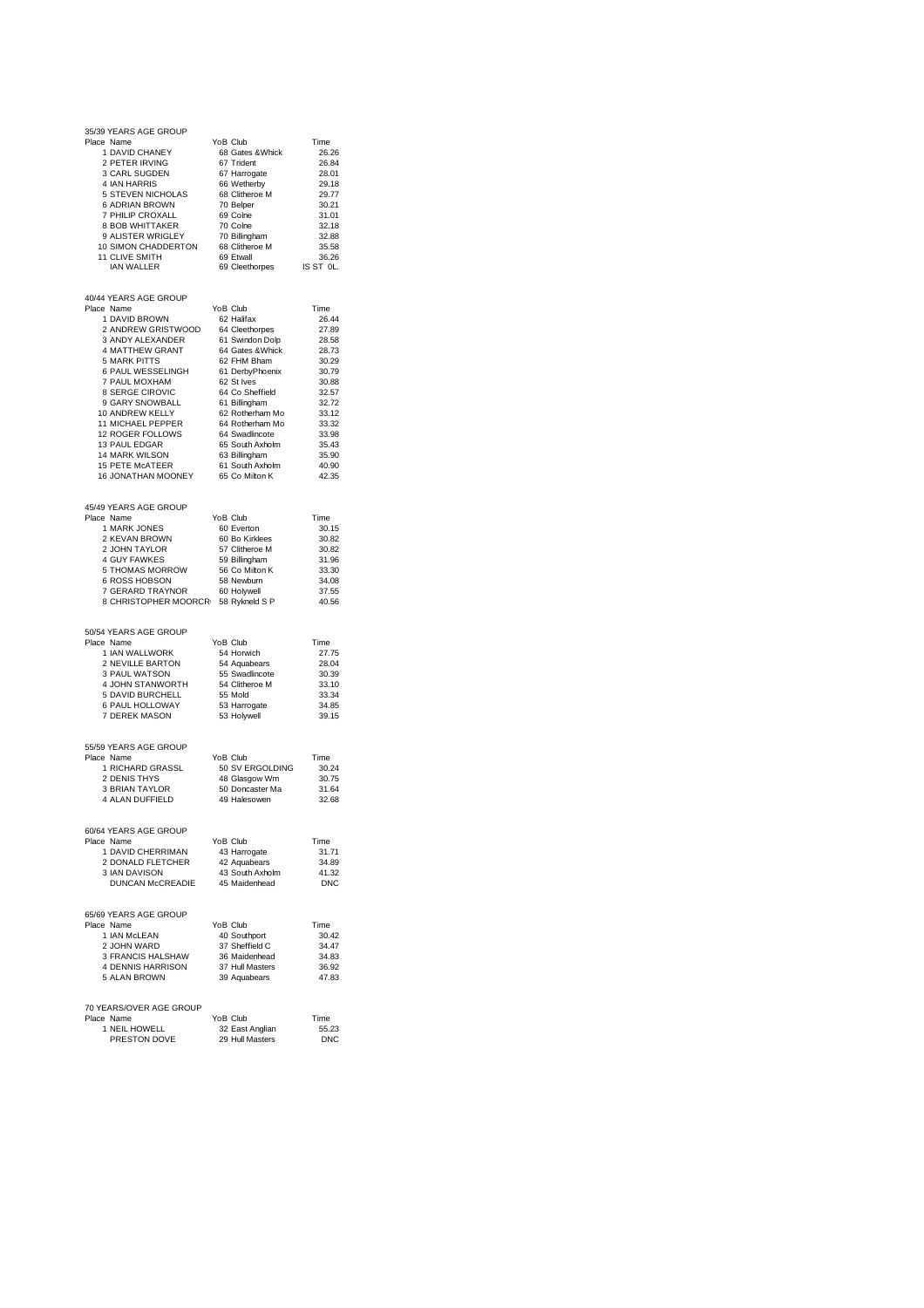35/39 YEARS AGE GROUP

| Place | Name | YoB | Club | Time |
|---|---|---|---|---|
| 1 | DAVID CHANEY | 68 | Gates &Whick | 26.26 |
| 2 | PETER IRVING | 67 | Trident | 26.84 |
| 3 | CARL SUGDEN | 67 | Harrogate | 28.01 |
| 4 | IAN HARRIS | 66 | Wetherby | 29.18 |
| 5 | STEVEN NICHOLAS | 68 | Clitheroe M | 29.77 |
| 6 | ADRIAN BROWN | 70 | Belper | 30.21 |
| 7 | PHILIP CROXALL | 69 | Colne | 31.01 |
| 8 | BOB WHITTAKER | 70 | Colne | 32.18 |
| 9 | ALISTER WRIGLEY | 70 | Billingham | 32.88 |
| 10 | SIMON CHADDERTON | 68 | Clitheroe M | 35.58 |
| 11 | CLIVE SMITH | 69 | Etwall | 36.26 |
| | IAN WALLER | 69 | Cleethorpes | IS ST 0L. |

40/44 YEARS AGE GROUP

| Place | Name | YoB | Club | Time |
|---|---|---|---|---|
| 1 | DAVID BROWN | 62 | Halifax | 26.44 |
| 2 | ANDREW GRISTWOOD | 64 | Cleethorpes | 27.89 |
| 3 | ANDY ALEXANDER | 61 | Swindon Dolp | 28.58 |
| 4 | MATTHEW GRANT | 64 | Gates &Whick | 28.73 |
| 5 | MARK PITTS | 62 | FHM Bham | 30.29 |
| 6 | PAUL WESSELINGH | 61 | DerbyPhoenix | 30.79 |
| 7 | PAUL MOXHAM | 62 | St Ives | 30.88 |
| 8 | SERGE CIROVIC | 64 | Co Sheffield | 32.57 |
| 9 | GARY SNOWBALL | 61 | Billingham | 32.72 |
| 10 | ANDREW KELLY | 62 | Rotherham Mo | 33.12 |
| 11 | MICHAEL PEPPER | 64 | Rotherham Mo | 33.32 |
| 12 | ROGER FOLLOWS | 64 | Swadlincote | 33.98 |
| 13 | PAUL EDGAR | 65 | South Axholm | 35.43 |
| 14 | MARK WILSON | 63 | Billingham | 35.90 |
| 15 | PETE McATEER | 61 | South Axholm | 40.90 |
| 16 | JONATHAN MOONEY | 65 | Co Milton K | 42.35 |

45/49 YEARS AGE GROUP

| Place | Name | YoB | Club | Time |
|---|---|---|---|---|
| 1 | MARK JONES | 60 | Everton | 30.15 |
| 2 | KEVAN BROWN | 60 | Bo Kirklees | 30.82 |
| 2 | JOHN TAYLOR | 57 | Clitheroe M | 30.82 |
| 4 | GUY FAWKES | 59 | Billingham | 31.96 |
| 5 | THOMAS MORROW | 56 | Co Milton K | 33.30 |
| 6 | ROSS HOBSON | 58 | Newburn | 34.08 |
| 7 | GERARD TRAYNOR | 60 | Holywell | 37.55 |
| 8 | CHRISTOPHER MOORCR | 58 | Rykneld S P | 40.56 |

50/54 YEARS AGE GROUP

| Place | Name | YoB | Club | Time |
|---|---|---|---|---|
| 1 | IAN WALLWORK | 54 | Horwich | 27.75 |
| 2 | NEVILLE BARTON | 54 | Aquabears | 28.04 |
| 3 | PAUL WATSON | 55 | Swadlincote | 30.39 |
| 4 | JOHN STANWORTH | 54 | Clitheroe M | 33.10 |
| 5 | DAVID BURCHELL | 55 | Mold | 33.34 |
| 6 | PAUL HOLLOWAY | 53 | Harrogate | 34.85 |
| 7 | DEREK MASON | 53 | Holywell | 39.15 |

55/59 YEARS AGE GROUP

| Place | Name | YoB | Club | Time |
|---|---|---|---|---|
| 1 | RICHARD GRASSL | 50 | SV ERGOLDING | 30.24 |
| 2 | DENIS THYS | 48 | Glasgow Wm | 30.75 |
| 3 | BRIAN TAYLOR | 50 | Doncaster Ma | 31.64 |
| 4 | ALAN DUFFIELD | 49 | Halesowen | 32.68 |

60/64 YEARS AGE GROUP

| Place | Name | YoB | Club | Time |
|---|---|---|---|---|
| 1 | DAVID CHERRIMAN | 43 | Harrogate | 31.71 |
| 2 | DONALD FLETCHER | 42 | Aquabears | 34.89 |
| 3 | IAN DAVISON | 43 | South Axholm | 41.32 |
| | DUNCAN McCREADIE | 45 | Maidenhead | DNC |

65/69 YEARS AGE GROUP

| Place | Name | YoB | Club | Time |
|---|---|---|---|---|
| 1 | IAN McLEAN | 40 | Southport | 30.42 |
| 2 | JOHN WARD | 37 | Sheffield C | 34.47 |
| 3 | FRANCIS HALSHAW | 36 | Maidenhead | 34.83 |
| 4 | DENNIS HARRISON | 37 | Hull Masters | 36.92 |
| 5 | ALAN BROWN | 39 | Aquabears | 47.83 |

70 YEARS/OVER AGE GROUP

| Place | Name | YoB | Club | Time |
|---|---|---|---|---|
| 1 | NEIL HOWELL | 32 | East Anglian | 55.23 |
| | PRESTON DOVE | 29 | Hull Masters | DNC |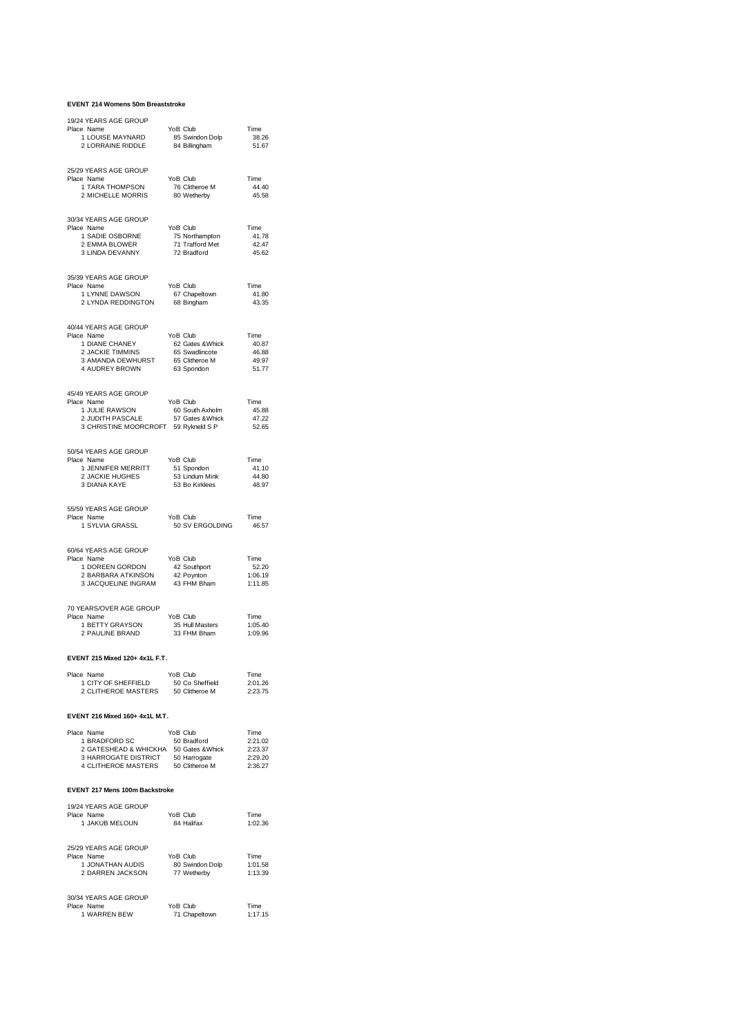**EVENT 214 Womens 50m Breaststroke**

19/24 YEARS AGE GROUP

| Place | Name | YoB | Club | Time |
|---|---|---|---|---|
| 1 | LOUISE MAYNARD | 85 | Swindon Dolp | 38.26 |
| 2 | LORRAINE RIDDLE | 84 | Billingham | 51.67 |

25/29 YEARS AGE GROUP

| Place | Name | YoB | Club | Time |
|---|---|---|---|---|
| 1 | TARA THOMPSON | 76 | Clitheroe M | 44.40 |
| 2 | MICHELLE MORRIS | 80 | Wetherby | 45.58 |

30/34 YEARS AGE GROUP

| Place | Name | YoB | Club | Time |
|---|---|---|---|---|
| 1 | SADIE OSBORNE | 75 | Northampton | 41.78 |
| 2 | EMMA BLOWER | 71 | Trafford Met | 42.47 |
| 3 | LINDA DEVANNY | 72 | Bradford | 45.62 |

35/39 YEARS AGE GROUP

| Place | Name | YoB | Club | Time |
|---|---|---|---|---|
| 1 | LYNNE DAWSON | 67 | Chapeltown | 41.80 |
| 2 | LYNDA REDDINGTON | 68 | Bingham | 43.35 |

40/44 YEARS AGE GROUP

| Place | Name | YoB | Club | Time |
|---|---|---|---|---|
| 1 | DIANE CHANEY | 62 | Gates &Whick | 40.87 |
| 2 | JACKIE TIMMINS | 65 | Swadlincote | 46.88 |
| 3 | AMANDA DEWHURST | 65 | Clitheroe M | 49.97 |
| 4 | AUDREY BROWN | 63 | Spondon | 51.77 |

45/49 YEARS AGE GROUP

| Place | Name | YoB | Club | Time |
|---|---|---|---|---|
| 1 | JULIE RAWSON | 60 | South Axholm | 45.88 |
| 2 | JUDITH PASCALE | 57 | Gates &Whick | 47.22 |
| 3 | CHRISTINE MOORCROFT | 59 | Rykneld S P | 52.65 |

50/54 YEARS AGE GROUP

| Place | Name | YoB | Club | Time |
|---|---|---|---|---|
| 1 | JENNIFER MERRITT | 51 | Spondon | 41.10 |
| 2 | JACKIE HUGHES | 53 | Lindum Mink | 44.80 |
| 3 | DIANA KAYE | 53 | Bo Kirklees | 48.97 |

55/59 YEARS AGE GROUP

| Place | Name | YoB | Club | Time |
|---|---|---|---|---|
| 1 | SYLVIA GRASSL | 50 | SV ERGOLDING | 46.57 |

60/64 YEARS AGE GROUP

| Place | Name | YoB | Club | Time |
|---|---|---|---|---|
| 1 | DOREEN GORDON | 42 | Southport | 52.20 |
| 2 | BARBARA ATKINSON | 42 | Poynton | 1:06.19 |
| 3 | JACQUELINE INGRAM | 43 | FHM Bham | 1:11.85 |

70 YEARS/OVER AGE GROUP

| Place | Name | YoB | Club | Time |
|---|---|---|---|---|
| 1 | BETTY GRAYSON | 35 | Hull Masters | 1:05.40 |
| 2 | PAULINE BRAND | 33 | FHM Bham | 1:09.96 |

**EVENT 215 Mixed 120+ 4x1L F.T.**

| Place | Name | YoB | Club | Time |
|---|---|---|---|---|
| 1 | CITY OF SHEFFIELD | 50 | Co Sheffield | 2:01.26 |
| 2 | CLITHEROE MASTERS | 50 | Clitheroe M | 2:23.75 |

**EVENT 216 Mixed 160+ 4x1L M.T.**

| Place | Name | YoB | Club | Time |
|---|---|---|---|---|
| 1 | BRADFORD SC | 50 | Bradford | 2:21.02 |
| 2 | GATESHEAD & WHICKHA | 50 | Gates &Whick | 2:23.37 |
| 3 | HARROGATE DISTRICT | 50 | Harrogate | 2:29.20 |
| 4 | CLITHEROE MASTERS | 50 | Clitheroe M | 2:36.27 |

**EVENT 217 Mens 100m Backstroke**

19/24 YEARS AGE GROUP

| Place | Name | YoB | Club | Time |
|---|---|---|---|---|
| 1 | JAKUB MELOUN | 84 | Halifax | 1:02.36 |

25/29 YEARS AGE GROUP

| Place | Name | YoB | Club | Time |
|---|---|---|---|---|
| 1 | JONATHAN AUDIS | 80 | Swindon Dolp | 1:01.58 |
| 2 | DARREN JACKSON | 77 | Wetherby | 1:13.39 |

30/34 YEARS AGE GROUP

| Place | Name | YoB | Club | Time |
|---|---|---|---|---|
| 1 | WARREN BEW | 71 | Chapeltown | 1:17.15 |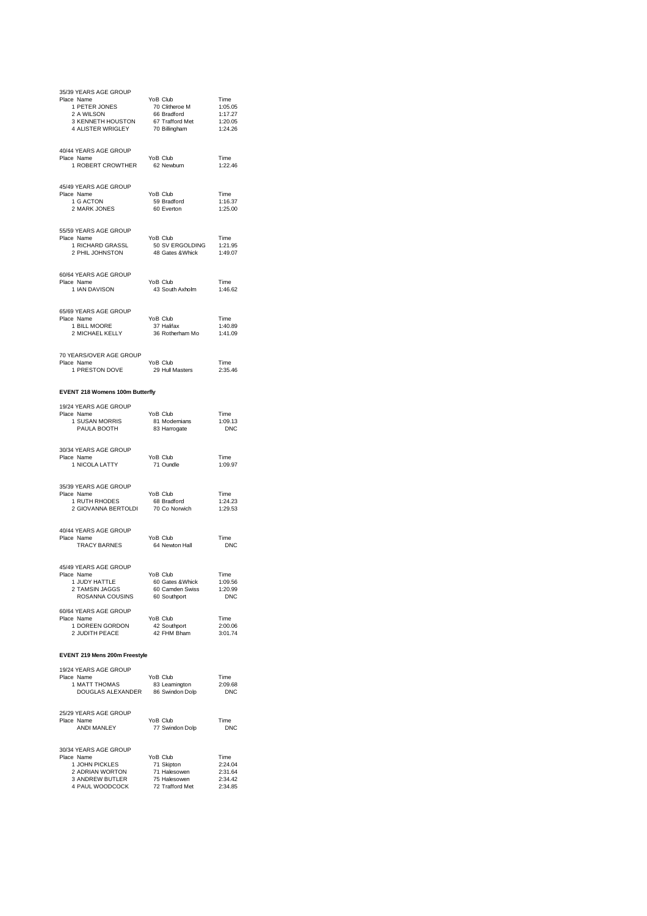35/39 YEARS AGE GROUP

| Place | Name | YoB | Club | Time |
|---|---|---|---|---|
| 1 | PETER JONES | 70 | Clitheroe M | 1:05.05 |
| 2 | A WILSON | 66 | Bradford | 1:17.27 |
| 3 | KENNETH HOUSTON | 67 | Trafford Met | 1:20.05 |
| 4 | ALISTER WRIGLEY | 70 | Billingham | 1:24.26 |

40/44 YEARS AGE GROUP

| Place | Name | YoB | Club | Time |
|---|---|---|---|---|
| 1 | ROBERT CROWTHER | 62 | Newburn | 1:22.46 |

45/49 YEARS AGE GROUP

| Place | Name | YoB | Club | Time |
|---|---|---|---|---|
| 1 | G ACTON | 59 | Bradford | 1:16.37 |
| 2 | MARK JONES | 60 | Everton | 1:25.00 |

55/59 YEARS AGE GROUP

| Place | Name | YoB | Club | Time |
|---|---|---|---|---|
| 1 | RICHARD GRASSL | 50 | SV ERGOLDING | 1:21.95 |
| 2 | PHIL JOHNSTON | 48 | Gates &Whick | 1:49.07 |

60/64 YEARS AGE GROUP

| Place | Name | YoB | Club | Time |
|---|---|---|---|---|
| 1 | IAN DAVISON | 43 | South Axholm | 1:46.62 |

65/69 YEARS AGE GROUP

| Place | Name | YoB | Club | Time |
|---|---|---|---|---|
| 1 | BILL MOORE | 37 | Halifax | 1:40.89 |
| 2 | MICHAEL KELLY | 36 | Rotherham Mo | 1:41.09 |

70 YEARS/OVER AGE GROUP

| Place | Name | YoB | Club | Time |
|---|---|---|---|---|
| 1 | PRESTON DOVE | 29 | Hull Masters | 2:35.46 |

**EVENT 218 Womens 100m Butterfly**

19/24 YEARS AGE GROUP

| Place | Name | YoB | Club | Time |
|---|---|---|---|---|
| 1 | SUSAN MORRIS | 81 | Modernians | 1:09.13 |
| | PAULA BOOTH | 83 | Harrogate | DNC |

30/34 YEARS AGE GROUP

| Place | Name | YoB | Club | Time |
|---|---|---|---|---|
| 1 | NICOLA LATTY | 71 | Oundle | 1:09.97 |

35/39 YEARS AGE GROUP

| Place | Name | YoB | Club | Time |
|---|---|---|---|---|
| 1 | RUTH RHODES | 68 | Bradford | 1:24.23 |
| 2 | GIOVANNA BERTOLDI | 70 | Co Norwich | 1:29.53 |

40/44 YEARS AGE GROUP

| Place | Name | YoB | Club | Time |
|---|---|---|---|---|
| | TRACY BARNES | 64 | Newton Hall | DNC |

45/49 YEARS AGE GROUP

| Place | Name | YoB | Club | Time |
|---|---|---|---|---|
| 1 | JUDY HATTLE | 60 | Gates &Whick | 1:09.56 |
| 2 | TAMSIN JAGGS | 60 | Camden Swiss | 1:20.99 |
| | ROSANNA COUSINS | 60 | Southport | DNC |

60/64 YEARS AGE GROUP

| Place | Name | YoB | Club | Time |
|---|---|---|---|---|
| 1 | DOREEN GORDON | 42 | Southport | 2:00.06 |
| 2 | JUDITH PEACE | 42 | FHM Bham | 3:01.74 |

**EVENT 219 Mens 200m Freestyle**

19/24 YEARS AGE GROUP

| Place | Name | YoB | Club | Time |
|---|---|---|---|---|
| 1 | MATT THOMAS | 83 | Leamington | 2:09.68 |
| | DOUGLAS ALEXANDER | 86 | Swindon Dolp | DNC |

25/29 YEARS AGE GROUP

| Place | Name | YoB | Club | Time |
|---|---|---|---|---|
| | ANDI MANLEY | 77 | Swindon Dolp | DNC |

30/34 YEARS AGE GROUP

| Place | Name | YoB | Club | Time |
|---|---|---|---|---|
| 1 | JOHN PICKLES | 71 | Skipton | 2:24.04 |
| 2 | ADRIAN WORTON | 71 | Halesowen | 2:31.64 |
| 3 | ANDREW BUTLER | 75 | Halesowen | 2:34.42 |
| 4 | PAUL WOODCOCK | 72 | Trafford Met | 2:34.85 |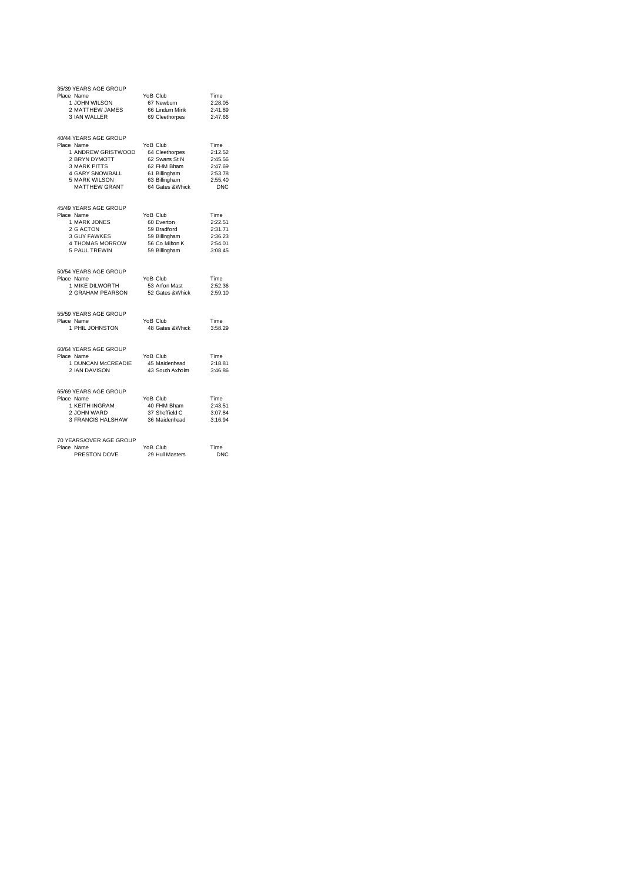35/39 YEARS AGE GROUP

| Place | Name | YoB | Club | Time |
|---|---|---|---|---|
| 1 | JOHN WILSON | 67 | Newburn | 2:28.05 |
| 2 | MATTHEW JAMES | 66 | Lindum Mink | 2:41.89 |
| 3 | IAN WALLER | 69 | Cleethorpes | 2:47.66 |

40/44 YEARS AGE GROUP

| Place | Name | YoB | Club | Time |
|---|---|---|---|---|
| 1 | ANDREW GRISTWOOD | 64 | Cleethorpes | 2:12.52 |
| 2 | BRYN DYMOTT | 62 | Swans St N | 2:45.56 |
| 3 | MARK PITTS | 62 | FHM Bham | 2:47.69 |
| 4 | GARY SNOWBALL | 61 | Billingham | 2:53.78 |
| 5 | MARK WILSON | 63 | Billingham | 2:55.40 |
| | MATTHEW GRANT | 64 | Gates &Whick | DNC |

45/49 YEARS AGE GROUP

| Place | Name | YoB | Club | Time |
|---|---|---|---|---|
| 1 | MARK JONES | 60 | Everton | 2:22.51 |
| 2 | G ACTON | 59 | Bradford | 2:31.71 |
| 3 | GUY FAWKES | 59 | Billingham | 2:36.23 |
| 4 | THOMAS MORROW | 56 | Co Milton K | 2:54.01 |
| 5 | PAUL TREWIN | 59 | Billingham | 3:08.45 |

50/54 YEARS AGE GROUP

| Place | Name | YoB | Club | Time |
|---|---|---|---|---|
| 1 | MIKE DILWORTH | 53 | Arfon Mast | 2:52.36 |
| 2 | GRAHAM PEARSON | 52 | Gates &Whick | 2:59.10 |

55/59 YEARS AGE GROUP

| Place | Name | YoB | Club | Time |
|---|---|---|---|---|
| 1 | PHIL JOHNSTON | 48 | Gates &Whick | 3:58.29 |

60/64 YEARS AGE GROUP

| Place | Name | YoB | Club | Time |
|---|---|---|---|---|
| 1 | DUNCAN McCREADIE | 45 | Maidenhead | 2:18.81 |
| 2 | IAN DAVISON | 43 | South Axholm | 3:46.86 |

65/69 YEARS AGE GROUP

| Place | Name | YoB | Club | Time |
|---|---|---|---|---|
| 1 | KEITH INGRAM | 40 | FHM Bham | 2:43.51 |
| 2 | JOHN WARD | 37 | Sheffield C | 3:07.84 |
| 3 | FRANCIS HALSHAW | 36 | Maidenhead | 3:16.94 |

70 YEARS/OVER AGE GROUP

| Place | Name | YoB | Club | Time |
|---|---|---|---|---|
| | PRESTON DOVE | 29 | Hull Masters | DNC |